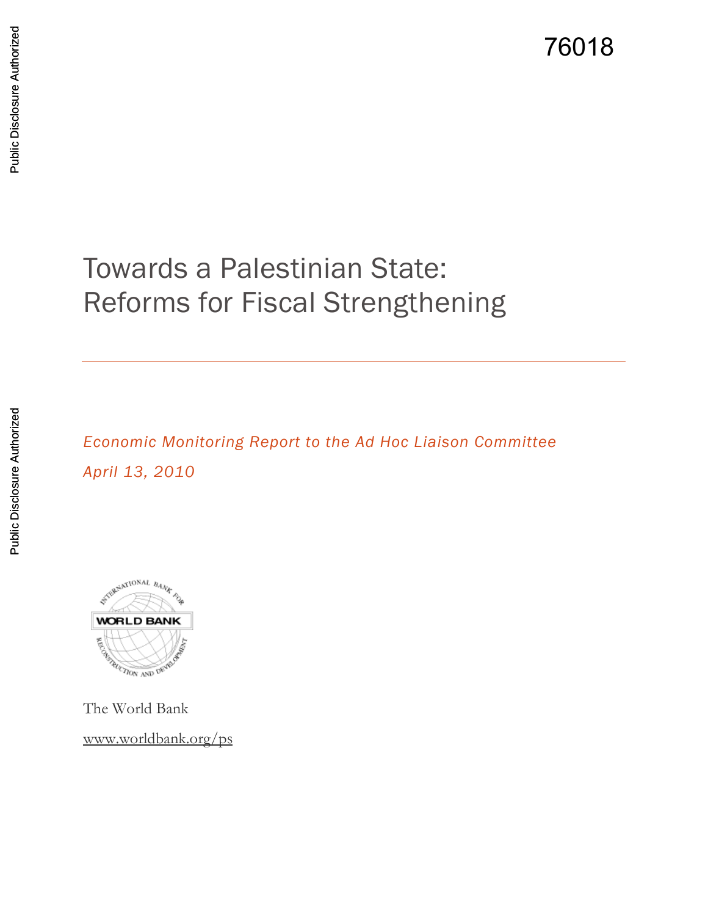76018

# Towards a Palestinian State: Reforms for Fiscal Strengthening

*Economic Monitoring Report to the Ad Hoc Liaison Committee*

*April 13, 2010*

The World Bank

www.worldbank.org/ps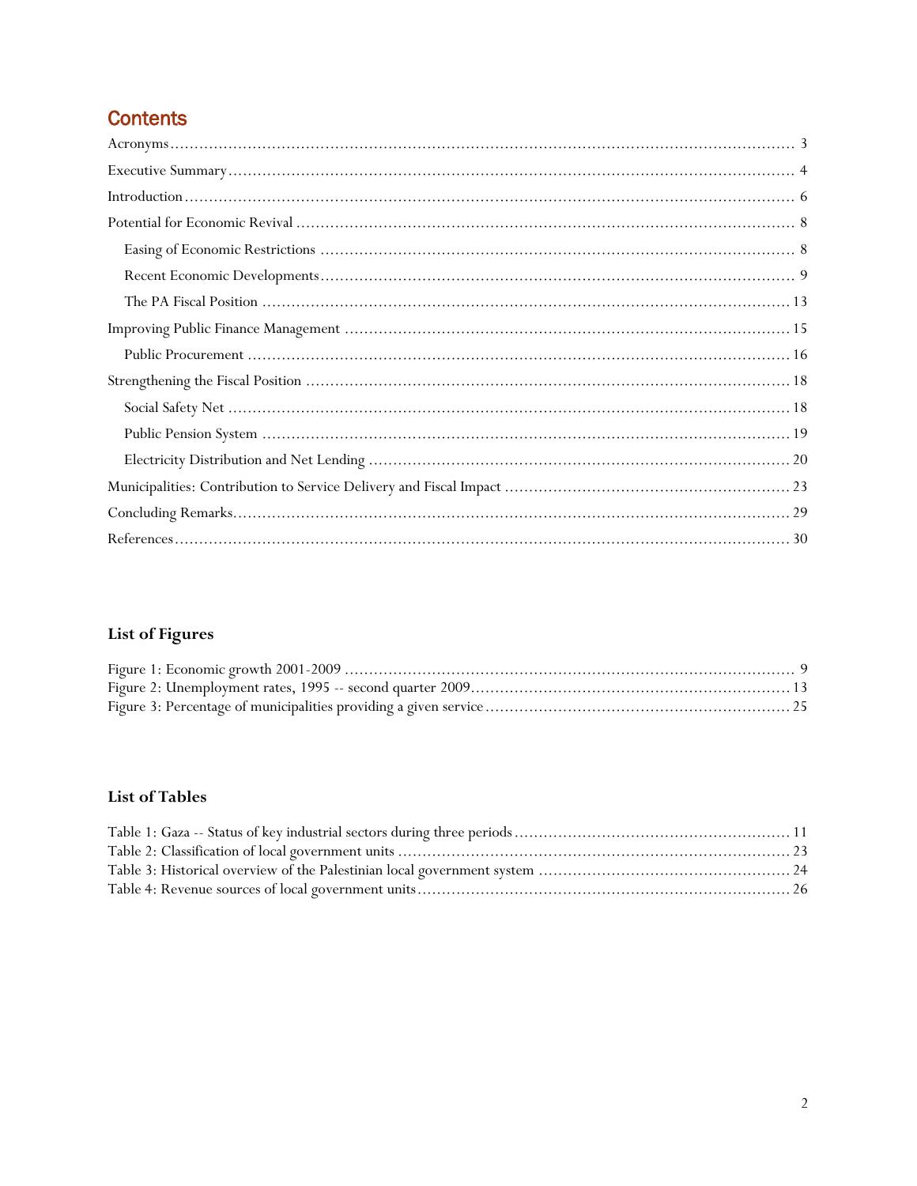# Contents

Acronyms ........ 3

Executive Summary ........ 4

Introduction ........ 6

Potential for Economic Revival ........ 8

- Easing of Economic Restrictions ........ 8
- Recent Economic Developments ........ 9
- The PA Fiscal Position ........ 13

Improving Public Finance Management ........ 15

- Public Procurement ........ 16

Strengthening the Fiscal Position ........ 18

- Social Safety Net ........ 18
- Public Pension System ........ 19
- Electricity Distribution and Net Lending ........ 20

Municipalities: Contribution to Service Delivery and Fiscal Impact ........ 23

Concluding Remarks ........ 29

References ........ 30

## List of Figures

Figure 1: Economic growth 2001-2009 ........ 9

Figure 2: Unemployment rates, 1995 -- second quarter 2009 ........ 13

Figure 3: Percentage of municipalities providing a given service ........ 25

## List of Tables

Table 1: Gaza -- Status of key industrial sectors during three periods ........ 11

Table 2: Classification of local government units ........ 23

Table 3: Historical overview of the Palestinian local government system ........ 24

Table 4: Revenue sources of local government units ........ 26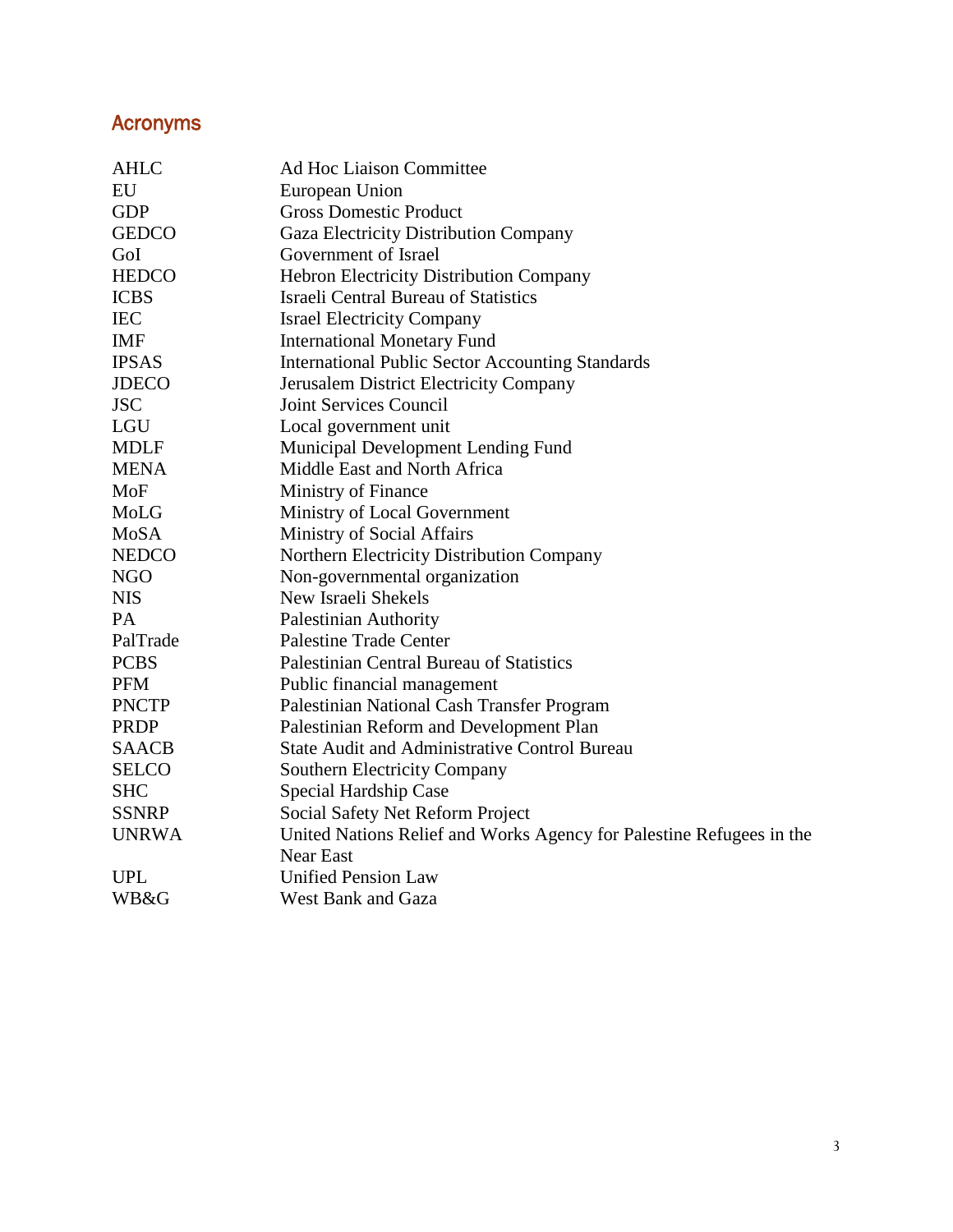## Acronyms

| | |
|---|---|
| AHLC | Ad Hoc Liaison Committee |
| EU | European Union |
| GDP | Gross Domestic Product |
| GEDCO | Gaza Electricity Distribution Company |
| GoI | Government of Israel |
| HEDCO | Hebron Electricity Distribution Company |
| ICBS | Israeli Central Bureau of Statistics |
| IEC | Israel Electricity Company |
| IMF | International Monetary Fund |
| IPSAS | International Public Sector Accounting Standards |
| JDECO | Jerusalem District Electricity Company |
| JSC | Joint Services Council |
| LGU | Local government unit |
| MDLF | Municipal Development Lending Fund |
| MENA | Middle East and North Africa |
| MoF | Ministry of Finance |
| MoLG | Ministry of Local Government |
| MoSA | Ministry of Social Affairs |
| NEDCO | Northern Electricity Distribution Company |
| NGO | Non-governmental organization |
| NIS | New Israeli Shekels |
| PA | Palestinian Authority |
| PalTrade | Palestine Trade Center |
| PCBS | Palestinian Central Bureau of Statistics |
| PFM | Public financial management |
| PNCTP | Palestinian National Cash Transfer Program |
| PRDP | Palestinian Reform and Development Plan |
| SAACB | State Audit and Administrative Control Bureau |
| SELCO | Southern Electricity Company |
| SHC | Special Hardship Case |
| SSNRP | Social Safety Net Reform Project |
| UNRWA | United Nations Relief and Works Agency for Palestine Refugees in the Near East |
| UPL | Unified Pension Law |
| WB&G | West Bank and Gaza |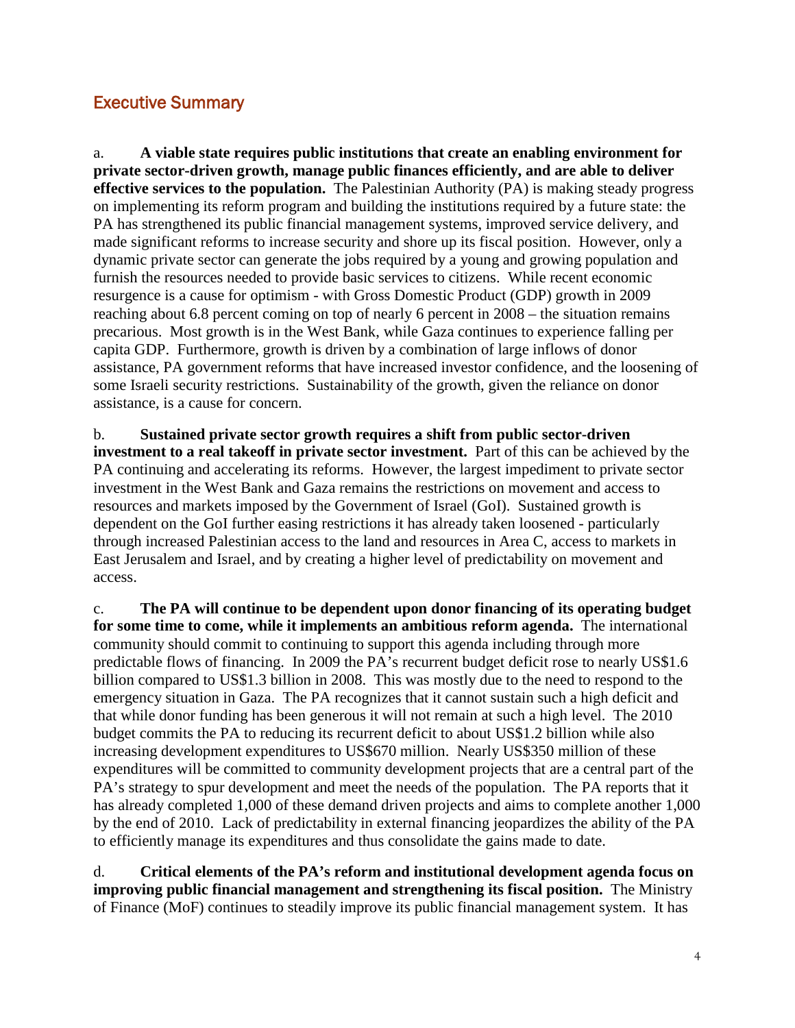## Executive Summary

a. **A viable state requires public institutions that create an enabling environment for private sector-driven growth, manage public finances efficiently, and are able to deliver effective services to the population.** The Palestinian Authority (PA) is making steady progress on implementing its reform program and building the institutions required by a future state: the PA has strengthened its public financial management systems, improved service delivery, and made significant reforms to increase security and shore up its fiscal position. However, only a dynamic private sector can generate the jobs required by a young and growing population and furnish the resources needed to provide basic services to citizens. While recent economic resurgence is a cause for optimism - with Gross Domestic Product (GDP) growth in 2009 reaching about 6.8 percent coming on top of nearly 6 percent in 2008 – the situation remains precarious. Most growth is in the West Bank, while Gaza continues to experience falling per capita GDP. Furthermore, growth is driven by a combination of large inflows of donor assistance, PA government reforms that have increased investor confidence, and the loosening of some Israeli security restrictions. Sustainability of the growth, given the reliance on donor assistance, is a cause for concern.

b. **Sustained private sector growth requires a shift from public sector-driven investment to a real takeoff in private sector investment.** Part of this can be achieved by the PA continuing and accelerating its reforms. However, the largest impediment to private sector investment in the West Bank and Gaza remains the restrictions on movement and access to resources and markets imposed by the Government of Israel (GoI). Sustained growth is dependent on the GoI further easing restrictions it has already taken loosened - particularly through increased Palestinian access to the land and resources in Area C, access to markets in East Jerusalem and Israel, and by creating a higher level of predictability on movement and access.

c. **The PA will continue to be dependent upon donor financing of its operating budget for some time to come, while it implements an ambitious reform agenda.** The international community should commit to continuing to support this agenda including through more predictable flows of financing. In 2009 the PA's recurrent budget deficit rose to nearly US$1.6 billion compared to US$1.3 billion in 2008. This was mostly due to the need to respond to the emergency situation in Gaza. The PA recognizes that it cannot sustain such a high deficit and that while donor funding has been generous it will not remain at such a high level. The 2010 budget commits the PA to reducing its recurrent deficit to about US$1.2 billion while also increasing development expenditures to US$670 million. Nearly US$350 million of these expenditures will be committed to community development projects that are a central part of the PA's strategy to spur development and meet the needs of the population. The PA reports that it has already completed 1,000 of these demand driven projects and aims to complete another 1,000 by the end of 2010. Lack of predictability in external financing jeopardizes the ability of the PA to efficiently manage its expenditures and thus consolidate the gains made to date.

d. **Critical elements of the PA's reform and institutional development agenda focus on improving public financial management and strengthening its fiscal position.** The Ministry of Finance (MoF) continues to steadily improve its public financial management system. It has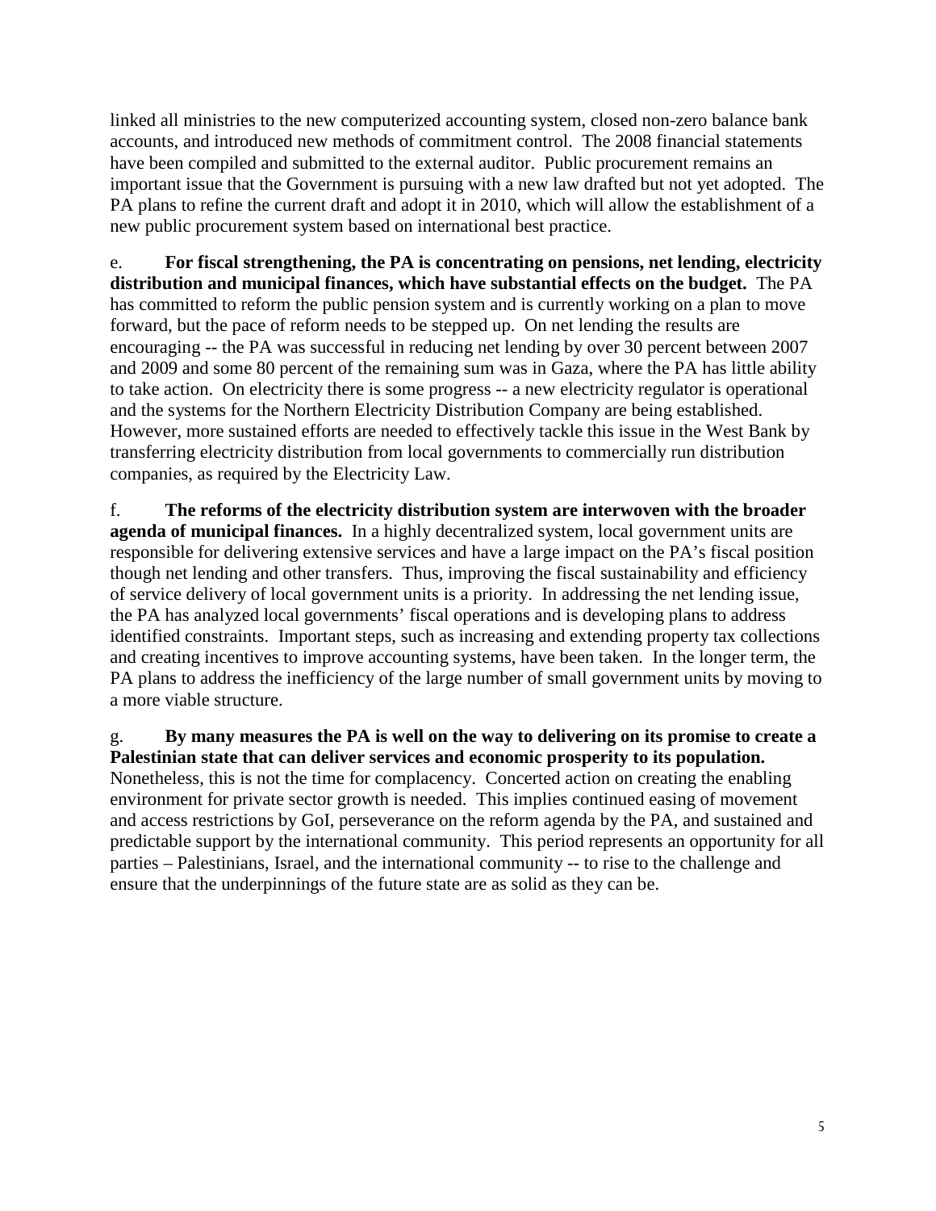linked all ministries to the new computerized accounting system, closed non-zero balance bank accounts, and introduced new methods of commitment control. The 2008 financial statements have been compiled and submitted to the external auditor. Public procurement remains an important issue that the Government is pursuing with a new law drafted but not yet adopted. The PA plans to refine the current draft and adopt it in 2010, which will allow the establishment of a new public procurement system based on international best practice.

e. **For fiscal strengthening, the PA is concentrating on pensions, net lending, electricity distribution and municipal finances, which have substantial effects on the budget.** The PA has committed to reform the public pension system and is currently working on a plan to move forward, but the pace of reform needs to be stepped up. On net lending the results are encouraging -- the PA was successful in reducing net lending by over 30 percent between 2007 and 2009 and some 80 percent of the remaining sum was in Gaza, where the PA has little ability to take action. On electricity there is some progress -- a new electricity regulator is operational and the systems for the Northern Electricity Distribution Company are being established. However, more sustained efforts are needed to effectively tackle this issue in the West Bank by transferring electricity distribution from local governments to commercially run distribution companies, as required by the Electricity Law.

f. **The reforms of the electricity distribution system are interwoven with the broader agenda of municipal finances.** In a highly decentralized system, local government units are responsible for delivering extensive services and have a large impact on the PA's fiscal position though net lending and other transfers. Thus, improving the fiscal sustainability and efficiency of service delivery of local government units is a priority. In addressing the net lending issue, the PA has analyzed local governments' fiscal operations and is developing plans to address identified constraints. Important steps, such as increasing and extending property tax collections and creating incentives to improve accounting systems, have been taken. In the longer term, the PA plans to address the inefficiency of the large number of small government units by moving to a more viable structure.

g. **By many measures the PA is well on the way to delivering on its promise to create a Palestinian state that can deliver services and economic prosperity to its population.** Nonetheless, this is not the time for complacency. Concerted action on creating the enabling environment for private sector growth is needed. This implies continued easing of movement and access restrictions by GoI, perseverance on the reform agenda by the PA, and sustained and predictable support by the international community. This period represents an opportunity for all parties – Palestinians, Israel, and the international community -- to rise to the challenge and ensure that the underpinnings of the future state are as solid as they can be.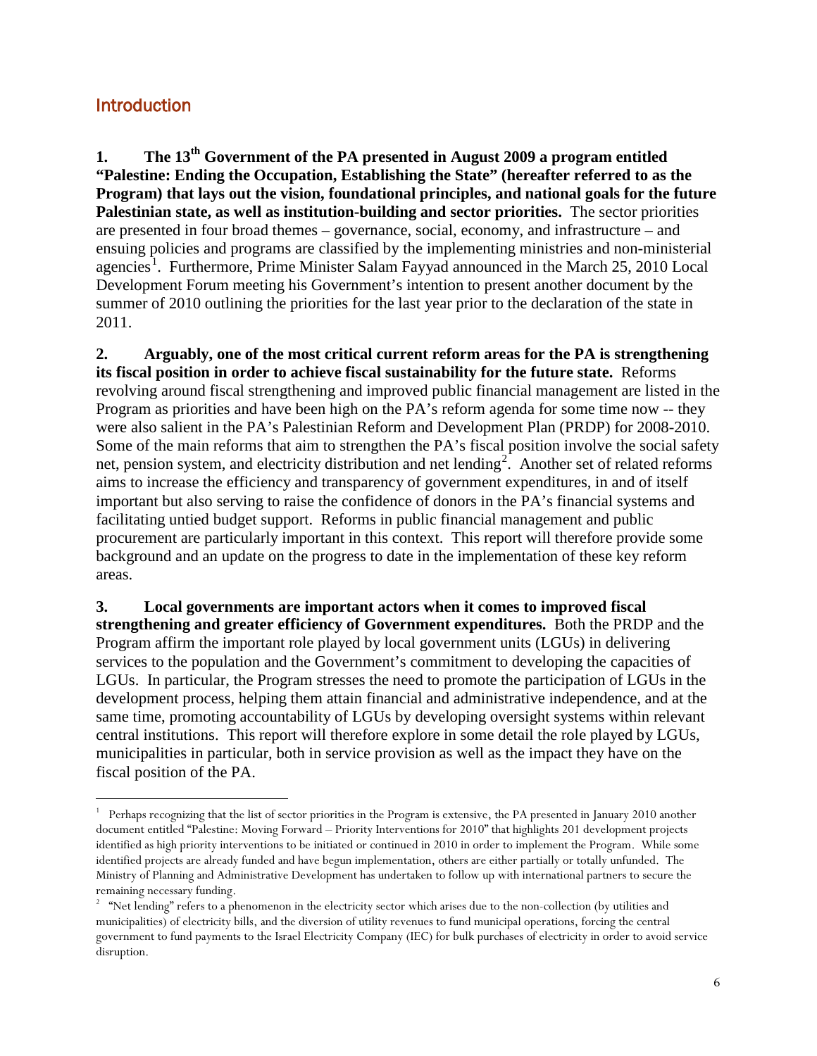## Introduction

**1. The 13th Government of the PA presented in August 2009 a program entitled "Palestine: Ending the Occupation, Establishing the State" (hereafter referred to as the Program) that lays out the vision, foundational principles, and national goals for the future Palestinian state, as well as institution-building and sector priorities.** The sector priorities are presented in four broad themes – governance, social, economy, and infrastructure – and ensuing policies and programs are classified by the implementing ministries and non-ministerial agencies[1]. Furthermore, Prime Minister Salam Fayyad announced in the March 25, 2010 Local Development Forum meeting his Government's intention to present another document by the summer of 2010 outlining the priorities for the last year prior to the declaration of the state in 2011.

**2. Arguably, one of the most critical current reform areas for the PA is strengthening its fiscal position in order to achieve fiscal sustainability for the future state.** Reforms revolving around fiscal strengthening and improved public financial management are listed in the Program as priorities and have been high on the PA's reform agenda for some time now -- they were also salient in the PA's Palestinian Reform and Development Plan (PRDP) for 2008-2010. Some of the main reforms that aim to strengthen the PA's fiscal position involve the social safety net, pension system, and electricity distribution and net lending[2]. Another set of related reforms aims to increase the efficiency and transparency of government expenditures, in and of itself important but also serving to raise the confidence of donors in the PA's financial systems and facilitating untied budget support. Reforms in public financial management and public procurement are particularly important in this context. This report will therefore provide some background and an update on the progress to date in the implementation of these key reform areas.

**3. Local governments are important actors when it comes to improved fiscal strengthening and greater efficiency of Government expenditures.** Both the PRDP and the Program affirm the important role played by local government units (LGUs) in delivering services to the population and the Government's commitment to developing the capacities of LGUs. In particular, the Program stresses the need to promote the participation of LGUs in the development process, helping them attain financial and administrative independence, and at the same time, promoting accountability of LGUs by developing oversight systems within relevant central institutions. This report will therefore explore in some detail the role played by LGUs, municipalities in particular, both in service provision as well as the impact they have on the fiscal position of the PA.

---

[1] Perhaps recognizing that the list of sector priorities in the Program is extensive, the PA presented in January 2010 another document entitled "Palestine: Moving Forward – Priority Interventions for 2010" that highlights 201 development projects identified as high priority interventions to be initiated or continued in 2010 in order to implement the Program. While some identified projects are already funded and have begun implementation, others are either partially or totally unfunded. The Ministry of Planning and Administrative Development has undertaken to follow up with international partners to secure the remaining necessary funding.

[2] "Net lending" refers to a phenomenon in the electricity sector which arises due to the non-collection (by utilities and municipalities) of electricity bills, and the diversion of utility revenues to fund municipal operations, forcing the central government to fund payments to the Israel Electricity Company (IEC) for bulk purchases of electricity in order to avoid service disruption.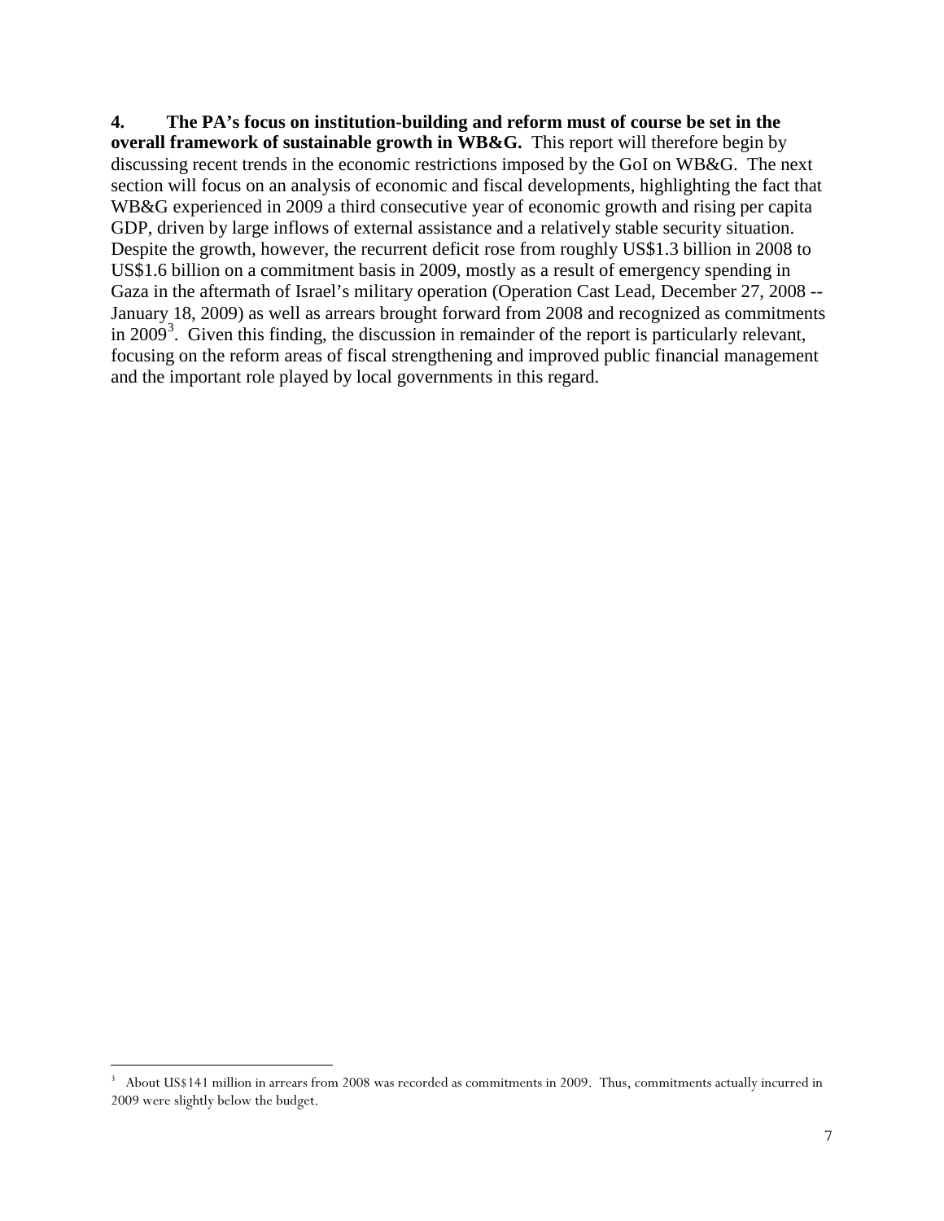**4. The PA's focus on institution-building and reform must of course be set in the overall framework of sustainable growth in WB&G.** This report will therefore begin by discussing recent trends in the economic restrictions imposed by the GoI on WB&G. The next section will focus on an analysis of economic and fiscal developments, highlighting the fact that WB&G experienced in 2009 a third consecutive year of economic growth and rising per capita GDP, driven by large inflows of external assistance and a relatively stable security situation. Despite the growth, however, the recurrent deficit rose from roughly US$1.3 billion in 2008 to US$1.6 billion on a commitment basis in 2009, mostly as a result of emergency spending in Gaza in the aftermath of Israel's military operation (Operation Cast Lead, December 27, 2008 -- January 18, 2009) as well as arrears brought forward from 2008 and recognized as commitments in 2009[3]. Given this finding, the discussion in remainder of the report is particularly relevant, focusing on the reform areas of fiscal strengthening and improved public financial management and the important role played by local governments in this regard.

[3] About US$141 million in arrears from 2008 was recorded as commitments in 2009. Thus, commitments actually incurred in 2009 were slightly below the budget.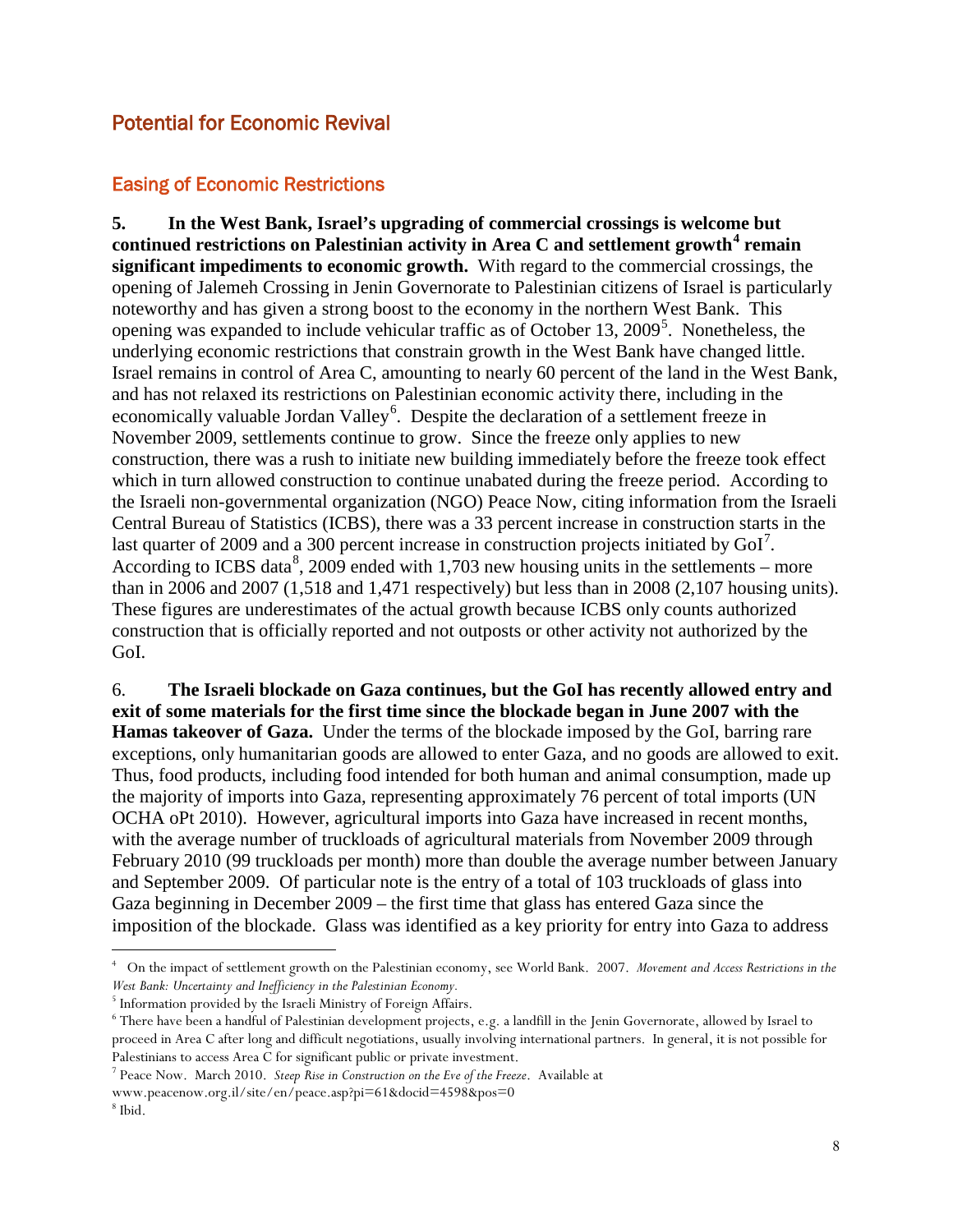## Potential for Economic Revival

### Easing of Economic Restrictions

**5. In the West Bank, Israel's upgrading of commercial crossings is welcome but continued restrictions on Palestinian activity in Area C and settlement growth[4] remain significant impediments to economic growth.** With regard to the commercial crossings, the opening of Jalemeh Crossing in Jenin Governorate to Palestinian citizens of Israel is particularly noteworthy and has given a strong boost to the economy in the northern West Bank. This opening was expanded to include vehicular traffic as of October 13, 2009[5]. Nonetheless, the underlying economic restrictions that constrain growth in the West Bank have changed little. Israel remains in control of Area C, amounting to nearly 60 percent of the land in the West Bank, and has not relaxed its restrictions on Palestinian economic activity there, including in the economically valuable Jordan Valley[6]. Despite the declaration of a settlement freeze in November 2009, settlements continue to grow. Since the freeze only applies to new construction, there was a rush to initiate new building immediately before the freeze took effect which in turn allowed construction to continue unabated during the freeze period. According to the Israeli non-governmental organization (NGO) Peace Now, citing information from the Israeli Central Bureau of Statistics (ICBS), there was a 33 percent increase in construction starts in the last quarter of 2009 and a 300 percent increase in construction projects initiated by GoI[7]. According to ICBS data[8], 2009 ended with 1,703 new housing units in the settlements – more than in 2006 and 2007 (1,518 and 1,471 respectively) but less than in 2008 (2,107 housing units). These figures are underestimates of the actual growth because ICBS only counts authorized construction that is officially reported and not outposts or other activity not authorized by the GoI.

6. **The Israeli blockade on Gaza continues, but the GoI has recently allowed entry and exit of some materials for the first time since the blockade began in June 2007 with the Hamas takeover of Gaza.** Under the terms of the blockade imposed by the GoI, barring rare exceptions, only humanitarian goods are allowed to enter Gaza, and no goods are allowed to exit. Thus, food products, including food intended for both human and animal consumption, made up the majority of imports into Gaza, representing approximately 76 percent of total imports (UN OCHA oPt 2010). However, agricultural imports into Gaza have increased in recent months, with the average number of truckloads of agricultural materials from November 2009 through February 2010 (99 truckloads per month) more than double the average number between January and September 2009. Of particular note is the entry of a total of 103 truckloads of glass into Gaza beginning in December 2009 – the first time that glass has entered Gaza since the imposition of the blockade. Glass was identified as a key priority for entry into Gaza to address

---

[4] On the impact of settlement growth on the Palestinian economy, see World Bank. 2007. *Movement and Access Restrictions in the West Bank: Uncertainty and Inefficiency in the Palestinian Economy.*

[5] Information provided by the Israeli Ministry of Foreign Affairs.

[6] There have been a handful of Palestinian development projects, e.g. a landfill in the Jenin Governorate, allowed by Israel to proceed in Area C after long and difficult negotiations, usually involving international partners. In general, it is not possible for Palestinians to access Area C for significant public or private investment.

[7] Peace Now. March 2010. *Steep Rise in Construction on the Eve of the Freeze*. Available at www.peacenow.org.il/site/en/peace.asp?pi=61&docid=4598&pos=0

[8] Ibid.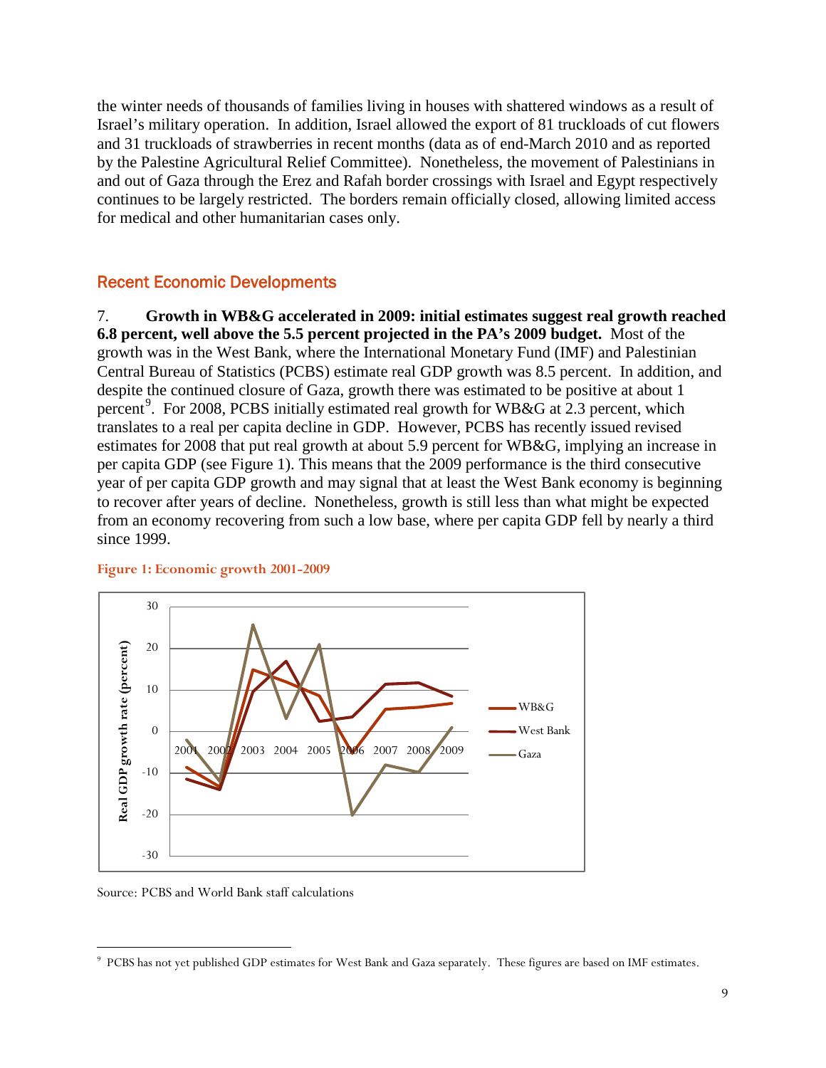the winter needs of thousands of families living in houses with shattered windows as a result of Israel's military operation. In addition, Israel allowed the export of 81 truckloads of cut flowers and 31 truckloads of strawberries in recent months (data as of end-March 2010 and as reported by the Palestine Agricultural Relief Committee). Nonetheless, the movement of Palestinians in and out of Gaza through the Erez and Rafah border crossings with Israel and Egypt respectively continues to be largely restricted. The borders remain officially closed, allowing limited access for medical and other humanitarian cases only.

## Recent Economic Developments

7. **Growth in WB&G accelerated in 2009: initial estimates suggest real growth reached 6.8 percent, well above the 5.5 percent projected in the PA's 2009 budget.** Most of the growth was in the West Bank, where the International Monetary Fund (IMF) and Palestinian Central Bureau of Statistics (PCBS) estimate real GDP growth was 8.5 percent. In addition, and despite the continued closure of Gaza, growth there was estimated to be positive at about 1 percent[9]. For 2008, PCBS initially estimated real growth for WB&G at 2.3 percent, which translates to a real per capita decline in GDP. However, PCBS has recently issued revised estimates for 2008 that put real growth at about 5.9 percent for WB&G, implying an increase in per capita GDP (see Figure 1). This means that the 2009 performance is the third consecutive year of per capita GDP growth and may signal that at least the West Bank economy is beginning to recover after years of decline. Nonetheless, growth is still less than what might be expected from an economy recovering from such a low base, where per capita GDP fell by nearly a third since 1999.

**Figure 1: Economic growth 2001-2009**

Source: PCBS and World Bank staff calculations

[9] PCBS has not yet published GDP estimates for West Bank and Gaza separately. These figures are based on IMF estimates.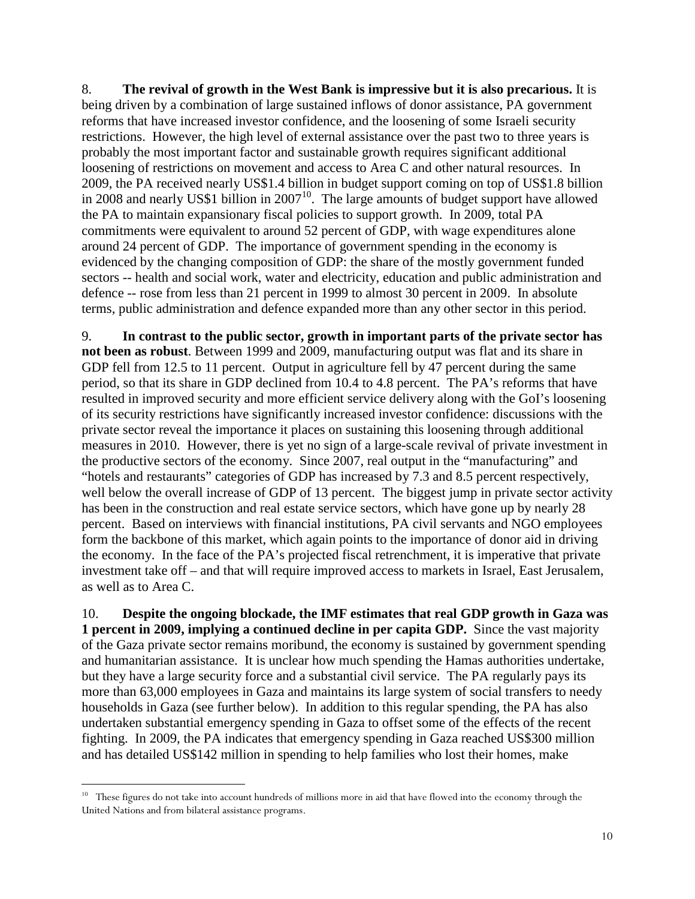8. **The revival of growth in the West Bank is impressive but it is also precarious.** It is being driven by a combination of large sustained inflows of donor assistance, PA government reforms that have increased investor confidence, and the loosening of some Israeli security restrictions. However, the high level of external assistance over the past two to three years is probably the most important factor and sustainable growth requires significant additional loosening of restrictions on movement and access to Area C and other natural resources. In 2009, the PA received nearly US$1.4 billion in budget support coming on top of US$1.8 billion in 2008 and nearly US$1 billion in 2007[10]. The large amounts of budget support have allowed the PA to maintain expansionary fiscal policies to support growth. In 2009, total PA commitments were equivalent to around 52 percent of GDP, with wage expenditures alone around 24 percent of GDP. The importance of government spending in the economy is evidenced by the changing composition of GDP: the share of the mostly government funded sectors -- health and social work, water and electricity, education and public administration and defence -- rose from less than 21 percent in 1999 to almost 30 percent in 2009. In absolute terms, public administration and defence expanded more than any other sector in this period.

9. **In contrast to the public sector, growth in important parts of the private sector has not been as robust**. Between 1999 and 2009, manufacturing output was flat and its share in GDP fell from 12.5 to 11 percent. Output in agriculture fell by 47 percent during the same period, so that its share in GDP declined from 10.4 to 4.8 percent. The PA's reforms that have resulted in improved security and more efficient service delivery along with the GoI's loosening of its security restrictions have significantly increased investor confidence: discussions with the private sector reveal the importance it places on sustaining this loosening through additional measures in 2010. However, there is yet no sign of a large-scale revival of private investment in the productive sectors of the economy. Since 2007, real output in the "manufacturing" and "hotels and restaurants" categories of GDP has increased by 7.3 and 8.5 percent respectively, well below the overall increase of GDP of 13 percent. The biggest jump in private sector activity has been in the construction and real estate service sectors, which have gone up by nearly 28 percent. Based on interviews with financial institutions, PA civil servants and NGO employees form the backbone of this market, which again points to the importance of donor aid in driving the economy. In the face of the PA's projected fiscal retrenchment, it is imperative that private investment take off – and that will require improved access to markets in Israel, East Jerusalem, as well as to Area C.

10. **Despite the ongoing blockade, the IMF estimates that real GDP growth in Gaza was 1 percent in 2009, implying a continued decline in per capita GDP.** Since the vast majority of the Gaza private sector remains moribund, the economy is sustained by government spending and humanitarian assistance. It is unclear how much spending the Hamas authorities undertake, but they have a large security force and a substantial civil service. The PA regularly pays its more than 63,000 employees in Gaza and maintains its large system of social transfers to needy households in Gaza (see further below). In addition to this regular spending, the PA has also undertaken substantial emergency spending in Gaza to offset some of the effects of the recent fighting. In 2009, the PA indicates that emergency spending in Gaza reached US$300 million and has detailed US$142 million in spending to help families who lost their homes, make

---

[10] These figures do not take into account hundreds of millions more in aid that have flowed into the economy through the United Nations and from bilateral assistance programs.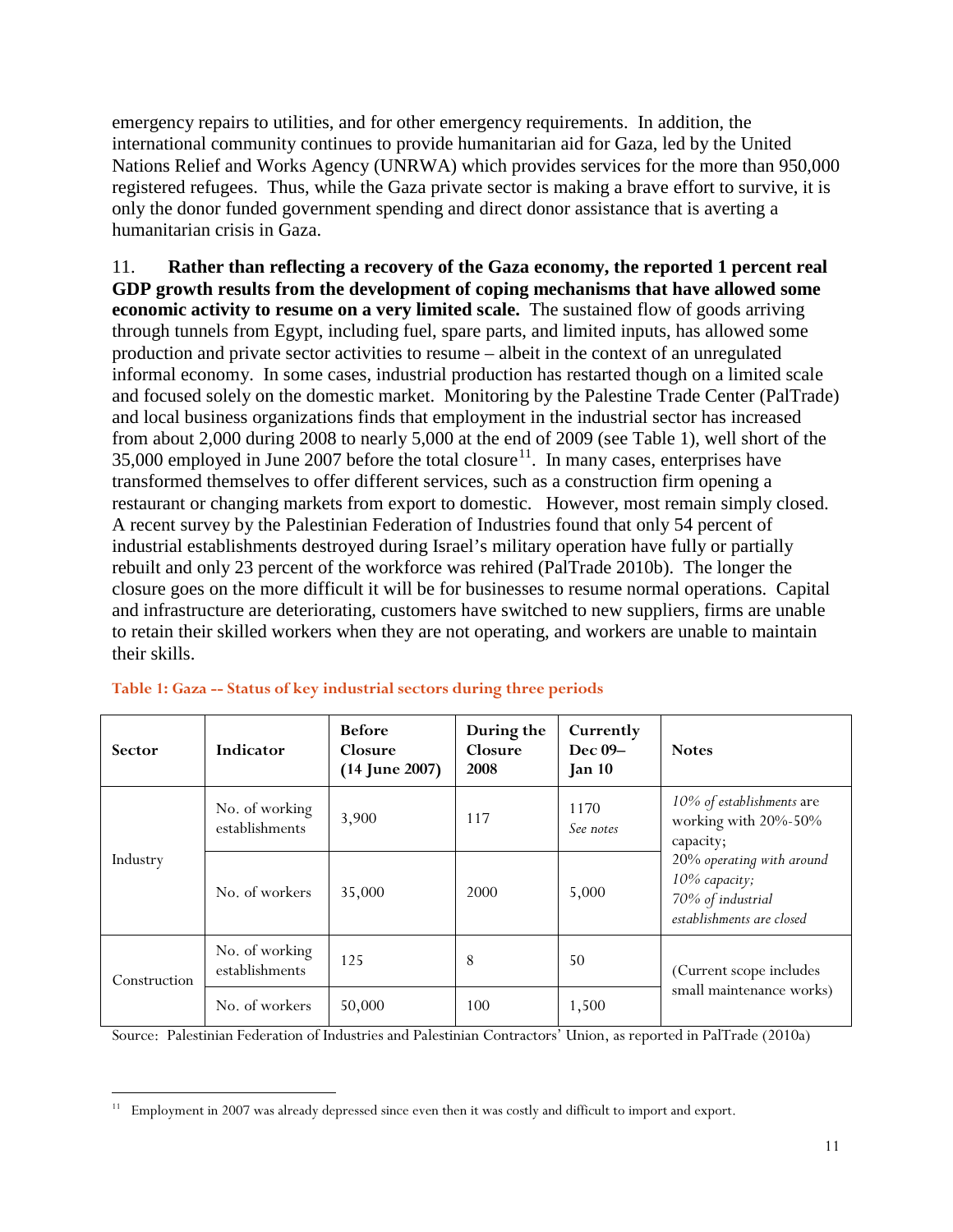emergency repairs to utilities, and for other emergency requirements. In addition, the international community continues to provide humanitarian aid for Gaza, led by the United Nations Relief and Works Agency (UNRWA) which provides services for the more than 950,000 registered refugees. Thus, while the Gaza private sector is making a brave effort to survive, it is only the donor funded government spending and direct donor assistance that is averting a humanitarian crisis in Gaza.

11. **Rather than reflecting a recovery of the Gaza economy, the reported 1 percent real GDP growth results from the development of coping mechanisms that have allowed some economic activity to resume on a very limited scale.** The sustained flow of goods arriving through tunnels from Egypt, including fuel, spare parts, and limited inputs, has allowed some production and private sector activities to resume – albeit in the context of an unregulated informal economy. In some cases, industrial production has restarted though on a limited scale and focused solely on the domestic market. Monitoring by the Palestine Trade Center (PalTrade) and local business organizations finds that employment in the industrial sector has increased from about 2,000 during 2008 to nearly 5,000 at the end of 2009 (see Table 1), well short of the 35,000 employed in June 2007 before the total closure[11]. In many cases, enterprises have transformed themselves to offer different services, such as a construction firm opening a restaurant or changing markets from export to domestic. However, most remain simply closed. A recent survey by the Palestinian Federation of Industries found that only 54 percent of industrial establishments destroyed during Israel's military operation have fully or partially rebuilt and only 23 percent of the workforce was rehired (PalTrade 2010b). The longer the closure goes on the more difficult it will be for businesses to resume normal operations. Capital and infrastructure are deteriorating, customers have switched to new suppliers, firms are unable to retain their skilled workers when they are not operating, and workers are unable to maintain their skills.

**Table 1: Gaza -- Status of key industrial sectors during three periods**

| Sector | Indicator | Before Closure (14 June 2007) | During the Closure 2008 | Currently Dec 09– Jan 10 | Notes |
|---|---|---|---|---|---|
| Industry | No. of working establishments | 3,900 | 117 | 1170 *See notes* | *10% of establishments* are working with 20%-50% capacity; *20% operating with around 10% capacity; 70% of industrial establishments are closed* |
| | No. of workers | 35,000 | 2000 | 5,000 | |
| Construction | No. of working establishments | 125 | 8 | 50 | (Current scope includes small maintenance works) |
| | No. of workers | 50,000 | 100 | 1,500 | |

Source: Palestinian Federation of Industries and Palestinian Contractors' Union, as reported in PalTrade (2010a)

[11] Employment in 2007 was already depressed since even then it was costly and difficult to import and export.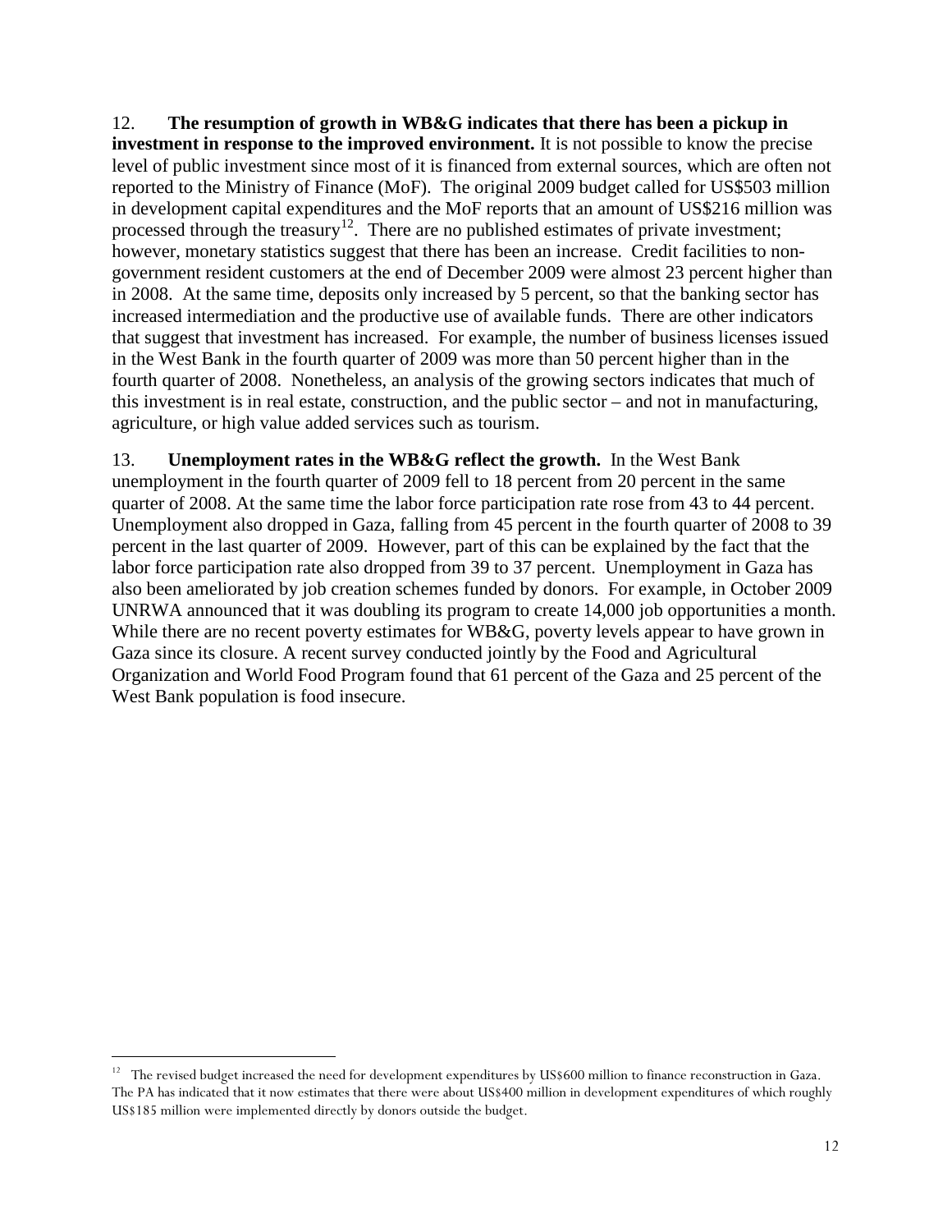12. **The resumption of growth in WB&G indicates that there has been a pickup in investment in response to the improved environment.** It is not possible to know the precise level of public investment since most of it is financed from external sources, which are often not reported to the Ministry of Finance (MoF). The original 2009 budget called for US$503 million in development capital expenditures and the MoF reports that an amount of US$216 million was processed through the treasury[12]. There are no published estimates of private investment; however, monetary statistics suggest that there has been an increase. Credit facilities to non-government resident customers at the end of December 2009 were almost 23 percent higher than in 2008. At the same time, deposits only increased by 5 percent, so that the banking sector has increased intermediation and the productive use of available funds. There are other indicators that suggest that investment has increased. For example, the number of business licenses issued in the West Bank in the fourth quarter of 2009 was more than 50 percent higher than in the fourth quarter of 2008. Nonetheless, an analysis of the growing sectors indicates that much of this investment is in real estate, construction, and the public sector – and not in manufacturing, agriculture, or high value added services such as tourism.

13. **Unemployment rates in the WB&G reflect the growth.** In the West Bank unemployment in the fourth quarter of 2009 fell to 18 percent from 20 percent in the same quarter of 2008. At the same time the labor force participation rate rose from 43 to 44 percent. Unemployment also dropped in Gaza, falling from 45 percent in the fourth quarter of 2008 to 39 percent in the last quarter of 2009. However, part of this can be explained by the fact that the labor force participation rate also dropped from 39 to 37 percent. Unemployment in Gaza has also been ameliorated by job creation schemes funded by donors. For example, in October 2009 UNRWA announced that it was doubling its program to create 14,000 job opportunities a month. While there are no recent poverty estimates for WB&G, poverty levels appear to have grown in Gaza since its closure. A recent survey conducted jointly by the Food and Agricultural Organization and World Food Program found that 61 percent of the Gaza and 25 percent of the West Bank population is food insecure.

---

[12] The revised budget increased the need for development expenditures by US$600 million to finance reconstruction in Gaza. The PA has indicated that it now estimates that there were about US$400 million in development expenditures of which roughly US$185 million were implemented directly by donors outside the budget.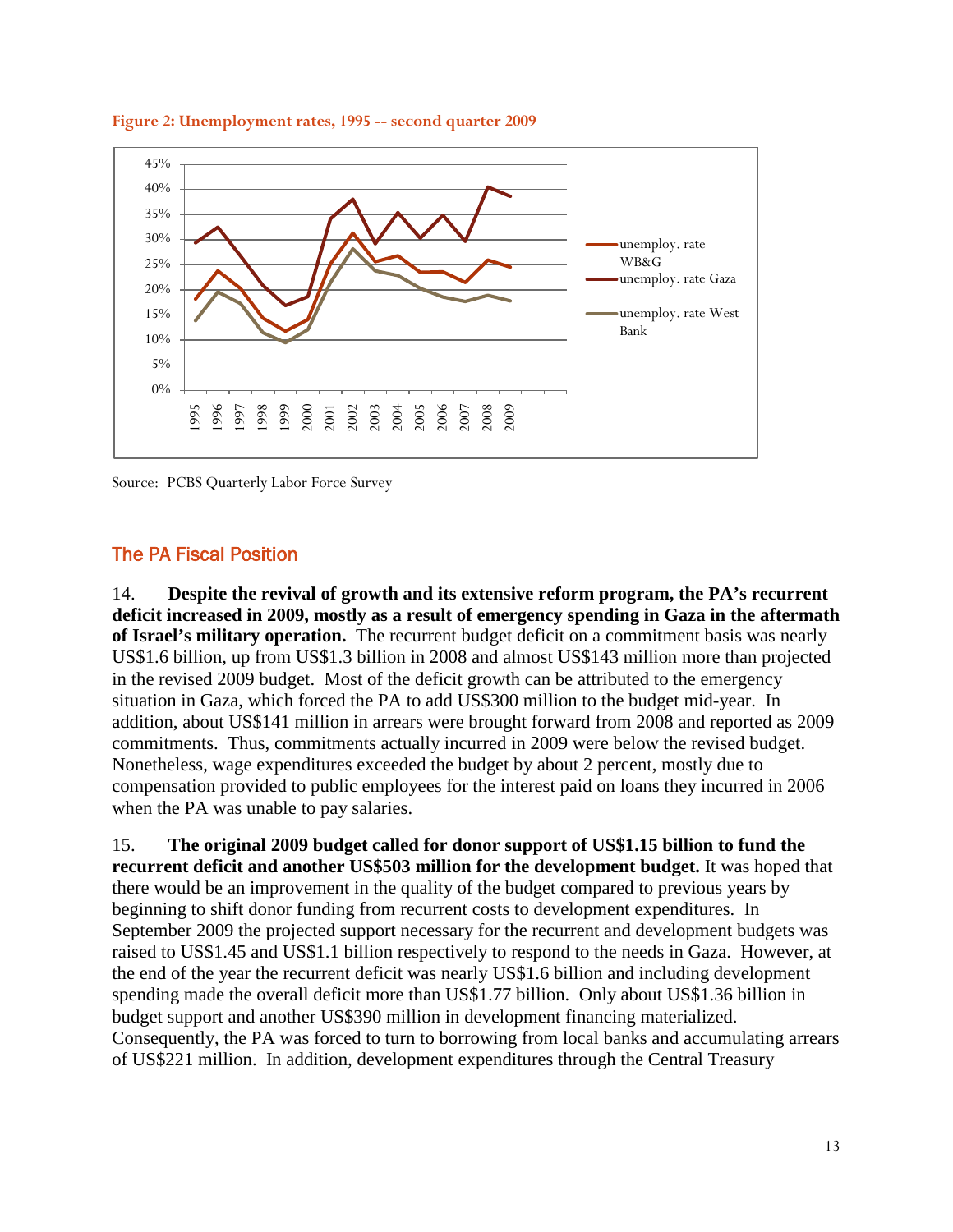**Figure 2: Unemployment rates, 1995 -- second quarter 2009**

Source: PCBS Quarterly Labor Force Survey

## The PA Fiscal Position

14. **Despite the revival of growth and its extensive reform program, the PA's recurrent deficit increased in 2009, mostly as a result of emergency spending in Gaza in the aftermath of Israel's military operation.** The recurrent budget deficit on a commitment basis was nearly US$1.6 billion, up from US$1.3 billion in 2008 and almost US$143 million more than projected in the revised 2009 budget. Most of the deficit growth can be attributed to the emergency situation in Gaza, which forced the PA to add US$300 million to the budget mid-year. In addition, about US$141 million in arrears were brought forward from 2008 and reported as 2009 commitments. Thus, commitments actually incurred in 2009 were below the revised budget. Nonetheless, wage expenditures exceeded the budget by about 2 percent, mostly due to compensation provided to public employees for the interest paid on loans they incurred in 2006 when the PA was unable to pay salaries.

15. **The original 2009 budget called for donor support of US$1.15 billion to fund the recurrent deficit and another US$503 million for the development budget.** It was hoped that there would be an improvement in the quality of the budget compared to previous years by beginning to shift donor funding from recurrent costs to development expenditures. In September 2009 the projected support necessary for the recurrent and development budgets was raised to US$1.45 and US$1.1 billion respectively to respond to the needs in Gaza. However, at the end of the year the recurrent deficit was nearly US$1.6 billion and including development spending made the overall deficit more than US$1.77 billion. Only about US$1.36 billion in budget support and another US$390 million in development financing materialized. Consequently, the PA was forced to turn to borrowing from local banks and accumulating arrears of US$221 million. In addition, development expenditures through the Central Treasury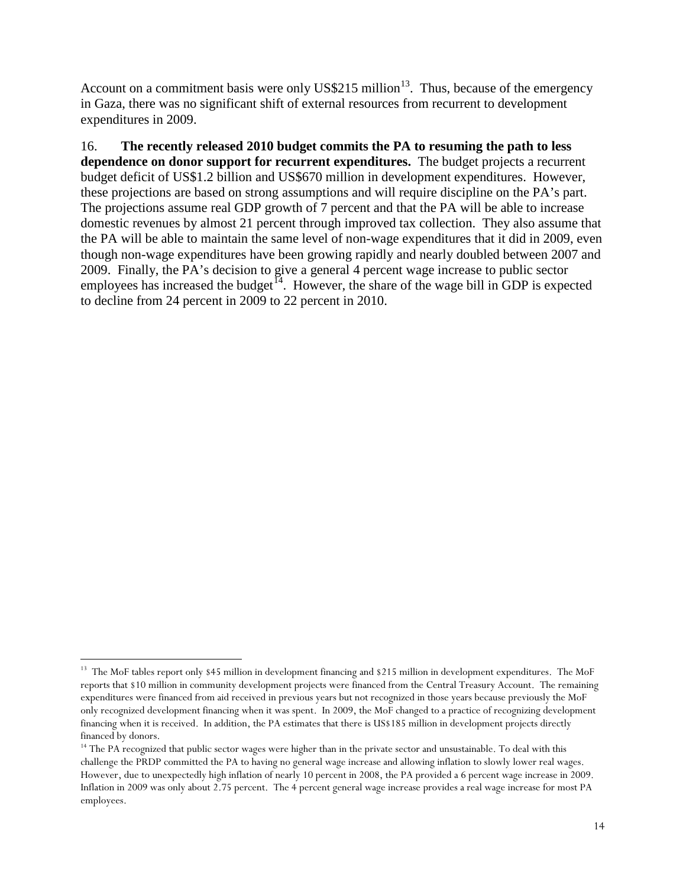Account on a commitment basis were only US$215 million[13]. Thus, because of the emergency in Gaza, there was no significant shift of external resources from recurrent to development expenditures in 2009.

16. **The recently released 2010 budget commits the PA to resuming the path to less dependence on donor support for recurrent expenditures.** The budget projects a recurrent budget deficit of US$1.2 billion and US$670 million in development expenditures. However, these projections are based on strong assumptions and will require discipline on the PA's part. The projections assume real GDP growth of 7 percent and that the PA will be able to increase domestic revenues by almost 21 percent through improved tax collection. They also assume that the PA will be able to maintain the same level of non-wage expenditures that it did in 2009, even though non-wage expenditures have been growing rapidly and nearly doubled between 2007 and 2009. Finally, the PA's decision to give a general 4 percent wage increase to public sector employees has increased the budget[14]. However, the share of the wage bill in GDP is expected to decline from 24 percent in 2009 to 22 percent in 2010.

---

[13] The MoF tables report only $45 million in development financing and $215 million in development expenditures. The MoF reports that $10 million in community development projects were financed from the Central Treasury Account. The remaining expenditures were financed from aid received in previous years but not recognized in those years because previously the MoF only recognized development financing when it was spent. In 2009, the MoF changed to a practice of recognizing development financing when it is received. In addition, the PA estimates that there is US$185 million in development projects directly financed by donors.

[14] The PA recognized that public sector wages were higher than in the private sector and unsustainable. To deal with this challenge the PRDP committed the PA to having no general wage increase and allowing inflation to slowly lower real wages. However, due to unexpectedly high inflation of nearly 10 percent in 2008, the PA provided a 6 percent wage increase in 2009. Inflation in 2009 was only about 2.75 percent. The 4 percent general wage increase provides a real wage increase for most PA employees.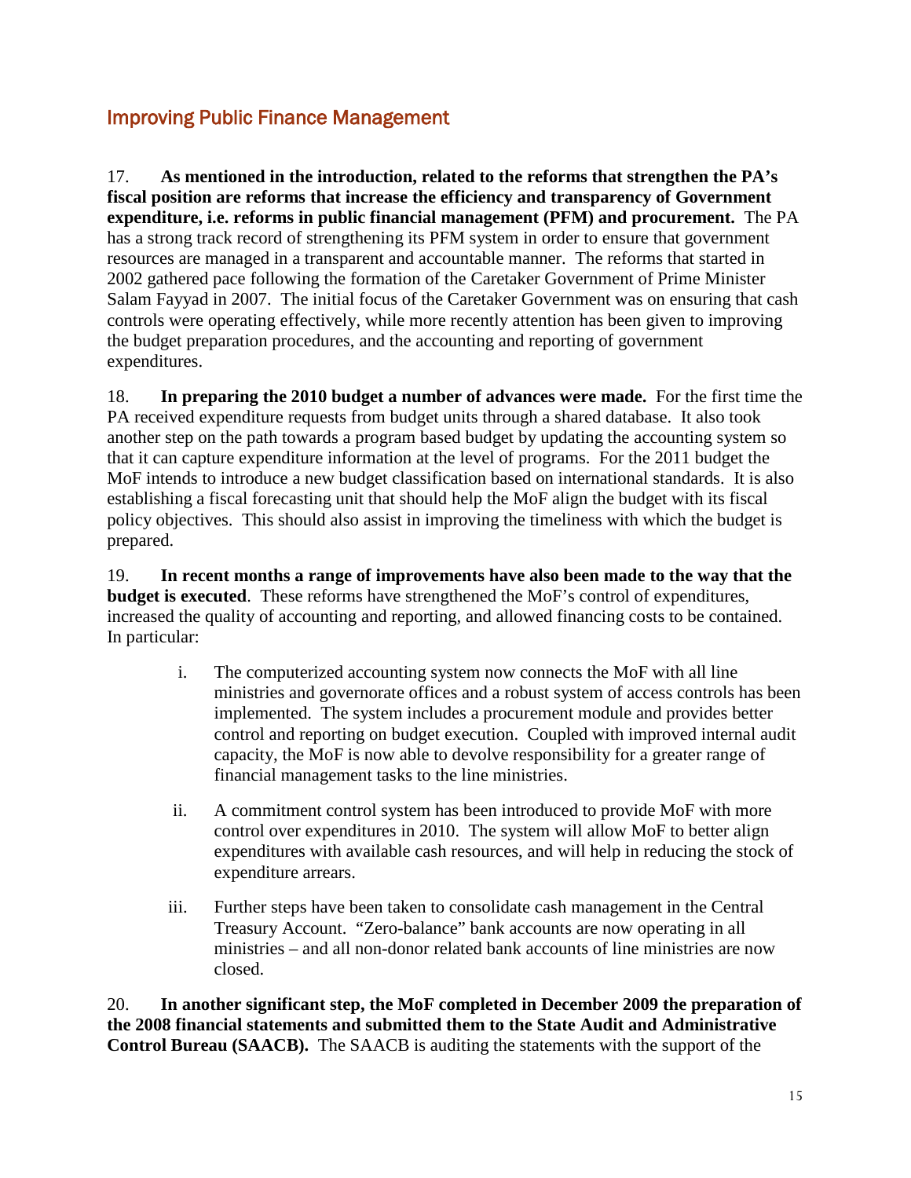## Improving Public Finance Management

17. **As mentioned in the introduction, related to the reforms that strengthen the PA's fiscal position are reforms that increase the efficiency and transparency of Government expenditure, i.e. reforms in public financial management (PFM) and procurement.** The PA has a strong track record of strengthening its PFM system in order to ensure that government resources are managed in a transparent and accountable manner. The reforms that started in 2002 gathered pace following the formation of the Caretaker Government of Prime Minister Salam Fayyad in 2007. The initial focus of the Caretaker Government was on ensuring that cash controls were operating effectively, while more recently attention has been given to improving the budget preparation procedures, and the accounting and reporting of government expenditures.

18. **In preparing the 2010 budget a number of advances were made.** For the first time the PA received expenditure requests from budget units through a shared database. It also took another step on the path towards a program based budget by updating the accounting system so that it can capture expenditure information at the level of programs. For the 2011 budget the MoF intends to introduce a new budget classification based on international standards. It is also establishing a fiscal forecasting unit that should help the MoF align the budget with its fiscal policy objectives. This should also assist in improving the timeliness with which the budget is prepared.

19. **In recent months a range of improvements have also been made to the way that the budget is executed**. These reforms have strengthened the MoF's control of expenditures, increased the quality of accounting and reporting, and allowed financing costs to be contained. In particular:

i. The computerized accounting system now connects the MoF with all line ministries and governorate offices and a robust system of access controls has been implemented. The system includes a procurement module and provides better control and reporting on budget execution. Coupled with improved internal audit capacity, the MoF is now able to devolve responsibility for a greater range of financial management tasks to the line ministries.

ii. A commitment control system has been introduced to provide MoF with more control over expenditures in 2010. The system will allow MoF to better align expenditures with available cash resources, and will help in reducing the stock of expenditure arrears.

iii. Further steps have been taken to consolidate cash management in the Central Treasury Account. "Zero-balance" bank accounts are now operating in all ministries – and all non-donor related bank accounts of line ministries are now closed.

20. **In another significant step, the MoF completed in December 2009 the preparation of the 2008 financial statements and submitted them to the State Audit and Administrative Control Bureau (SAACB).** The SAACB is auditing the statements with the support of the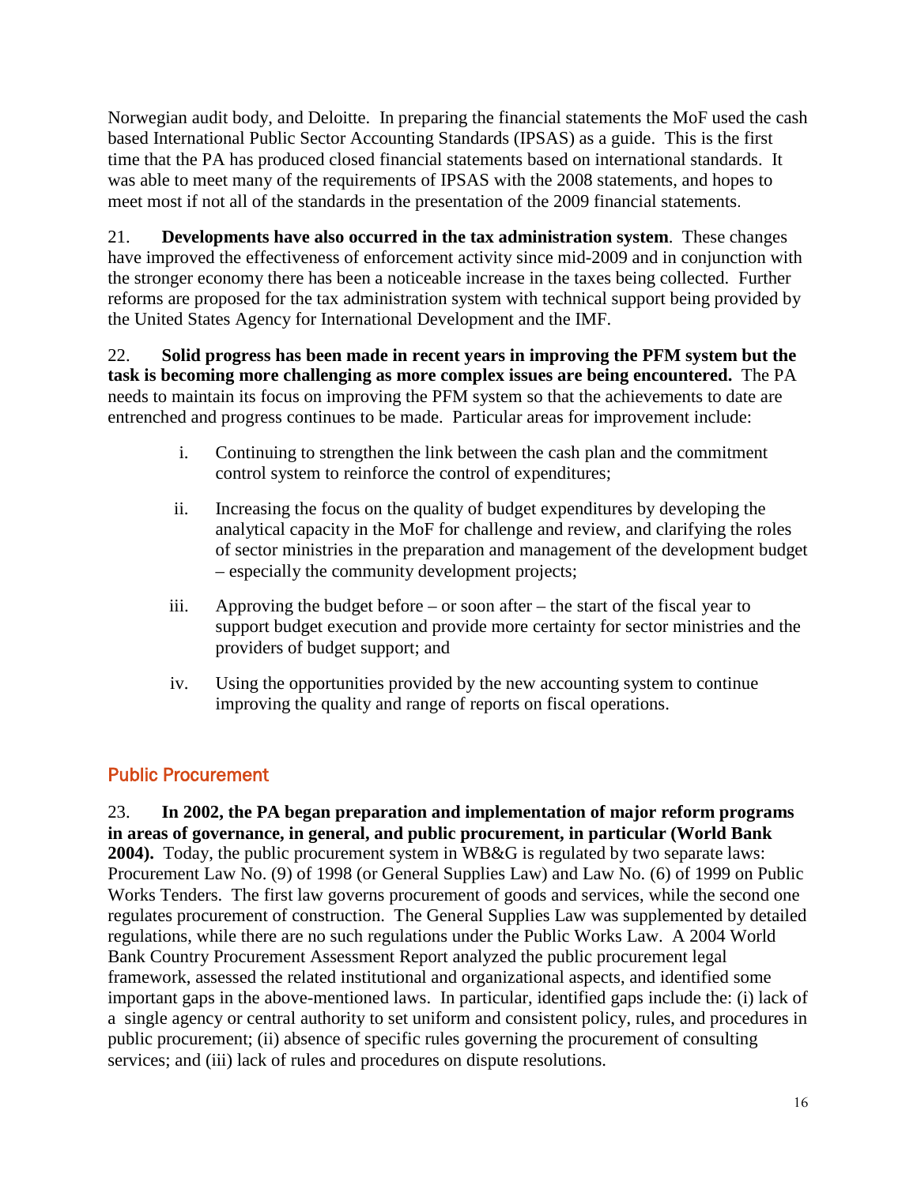Norwegian audit body, and Deloitte. In preparing the financial statements the MoF used the cash based International Public Sector Accounting Standards (IPSAS) as a guide. This is the first time that the PA has produced closed financial statements based on international standards. It was able to meet many of the requirements of IPSAS with the 2008 statements, and hopes to meet most if not all of the standards in the presentation of the 2009 financial statements.

21. **Developments have also occurred in the tax administration system**. These changes have improved the effectiveness of enforcement activity since mid-2009 and in conjunction with the stronger economy there has been a noticeable increase in the taxes being collected. Further reforms are proposed for the tax administration system with technical support being provided by the United States Agency for International Development and the IMF.

22. **Solid progress has been made in recent years in improving the PFM system but the task is becoming more challenging as more complex issues are being encountered.** The PA needs to maintain its focus on improving the PFM system so that the achievements to date are entrenched and progress continues to be made. Particular areas for improvement include:

i. Continuing to strengthen the link between the cash plan and the commitment control system to reinforce the control of expenditures;

ii. Increasing the focus on the quality of budget expenditures by developing the analytical capacity in the MoF for challenge and review, and clarifying the roles of sector ministries in the preparation and management of the development budget – especially the community development projects;

iii. Approving the budget before – or soon after – the start of the fiscal year to support budget execution and provide more certainty for sector ministries and the providers of budget support; and

iv. Using the opportunities provided by the new accounting system to continue improving the quality and range of reports on fiscal operations.

## Public Procurement

23. **In 2002, the PA began preparation and implementation of major reform programs in areas of governance, in general, and public procurement, in particular (World Bank 2004).** Today, the public procurement system in WB&G is regulated by two separate laws: Procurement Law No. (9) of 1998 (or General Supplies Law) and Law No. (6) of 1999 on Public Works Tenders. The first law governs procurement of goods and services, while the second one regulates procurement of construction. The General Supplies Law was supplemented by detailed regulations, while there are no such regulations under the Public Works Law. A 2004 World Bank Country Procurement Assessment Report analyzed the public procurement legal framework, assessed the related institutional and organizational aspects, and identified some important gaps in the above-mentioned laws. In particular, identified gaps include the: (i) lack of a single agency or central authority to set uniform and consistent policy, rules, and procedures in public procurement; (ii) absence of specific rules governing the procurement of consulting services; and (iii) lack of rules and procedures on dispute resolutions.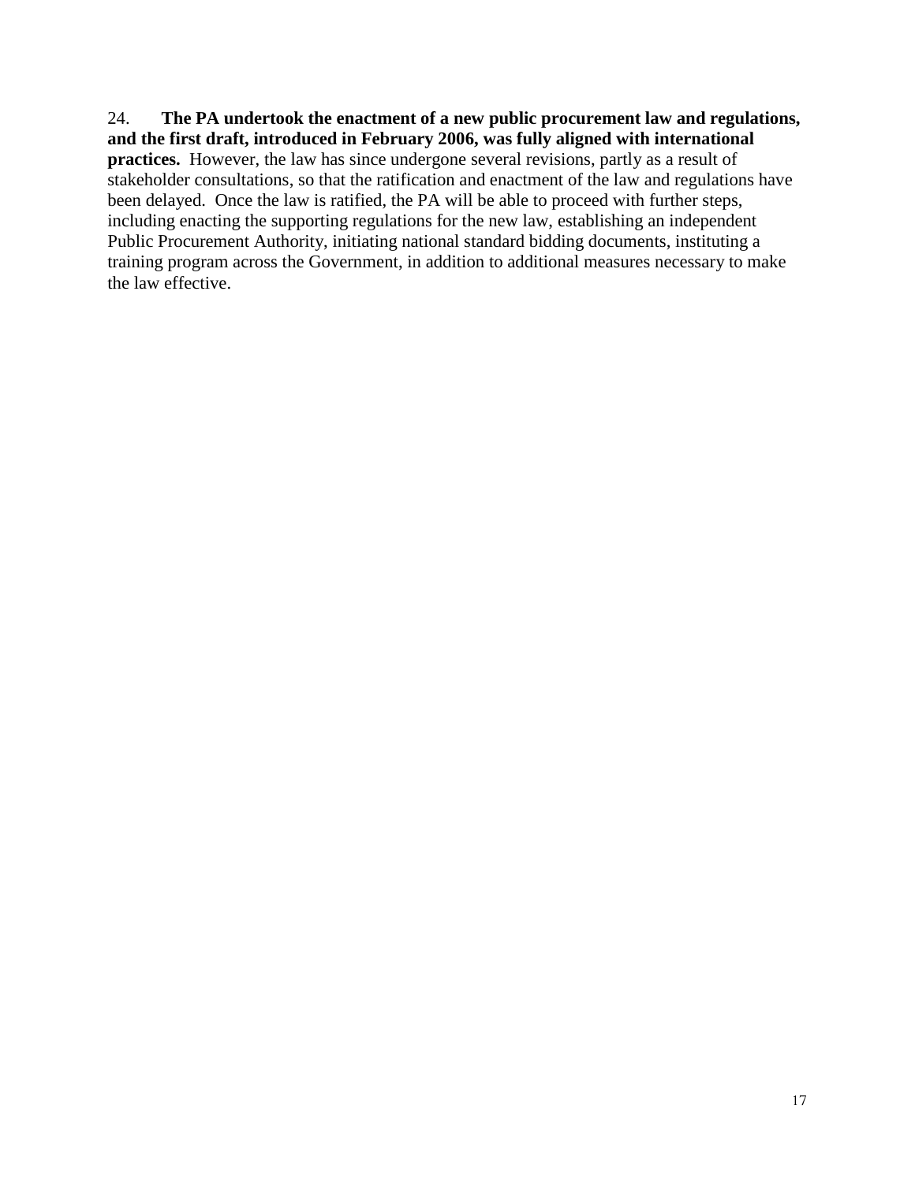24. **The PA undertook the enactment of a new public procurement law and regulations, and the first draft, introduced in February 2006, was fully aligned with international practices.** However, the law has since undergone several revisions, partly as a result of stakeholder consultations, so that the ratification and enactment of the law and regulations have been delayed. Once the law is ratified, the PA will be able to proceed with further steps, including enacting the supporting regulations for the new law, establishing an independent Public Procurement Authority, initiating national standard bidding documents, instituting a training program across the Government, in addition to additional measures necessary to make the law effective.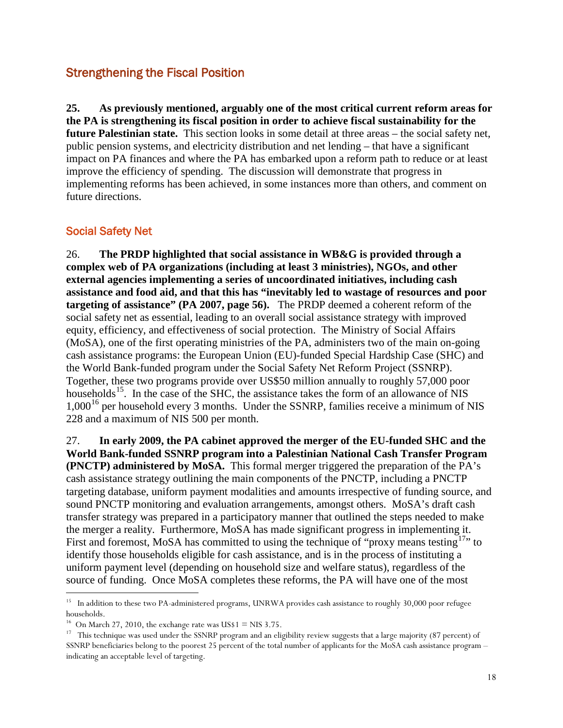## Strengthening the Fiscal Position

**25. As previously mentioned, arguably one of the most critical current reform areas for the PA is strengthening its fiscal position in order to achieve fiscal sustainability for the future Palestinian state.** This section looks in some detail at three areas – the social safety net, public pension systems, and electricity distribution and net lending – that have a significant impact on PA finances and where the PA has embarked upon a reform path to reduce or at least improve the efficiency of spending. The discussion will demonstrate that progress in implementing reforms has been achieved, in some instances more than others, and comment on future directions.

### Social Safety Net

26. **The PRDP highlighted that social assistance in WB&G is provided through a complex web of PA organizations (including at least 3 ministries), NGOs, and other external agencies implementing a series of uncoordinated initiatives, including cash assistance and food aid, and that this has "inevitably led to wastage of resources and poor targeting of assistance" (PA 2007, page 56).** The PRDP deemed a coherent reform of the social safety net as essential, leading to an overall social assistance strategy with improved equity, efficiency, and effectiveness of social protection. The Ministry of Social Affairs (MoSA), one of the first operating ministries of the PA, administers two of the main on-going cash assistance programs: the European Union (EU)-funded Special Hardship Case (SHC) and the World Bank-funded program under the Social Safety Net Reform Project (SSNRP). Together, these two programs provide over US$50 million annually to roughly 57,000 poor households[15]. In the case of the SHC, the assistance takes the form of an allowance of NIS 1,000[16] per household every 3 months. Under the SSNRP, families receive a minimum of NIS 228 and a maximum of NIS 500 per month.

27. **In early 2009, the PA cabinet approved the merger of the EU-funded SHC and the World Bank-funded SSNRP program into a Palestinian National Cash Transfer Program (PNCTP) administered by MoSA.** This formal merger triggered the preparation of the PA's cash assistance strategy outlining the main components of the PNCTP, including a PNCTP targeting database, uniform payment modalities and amounts irrespective of funding source, and sound PNCTP monitoring and evaluation arrangements, amongst others. MoSA's draft cash transfer strategy was prepared in a participatory manner that outlined the steps needed to make the merger a reality. Furthermore, MoSA has made significant progress in implementing it. First and foremost, MoSA has committed to using the technique of "proxy means testing[17]" to identify those households eligible for cash assistance, and is in the process of instituting a uniform payment level (depending on household size and welfare status), regardless of the source of funding. Once MoSA completes these reforms, the PA will have one of the most

---

[15] In addition to these two PA-administered programs, UNRWA provides cash assistance to roughly 30,000 poor refugee households.

[16] On March 27, 2010, the exchange rate was US$1 = NIS 3.75.

[17] This technique was used under the SSNRP program and an eligibility review suggests that a large majority (87 percent) of SSNRP beneficiaries belong to the poorest 25 percent of the total number of applicants for the MoSA cash assistance program – indicating an acceptable level of targeting.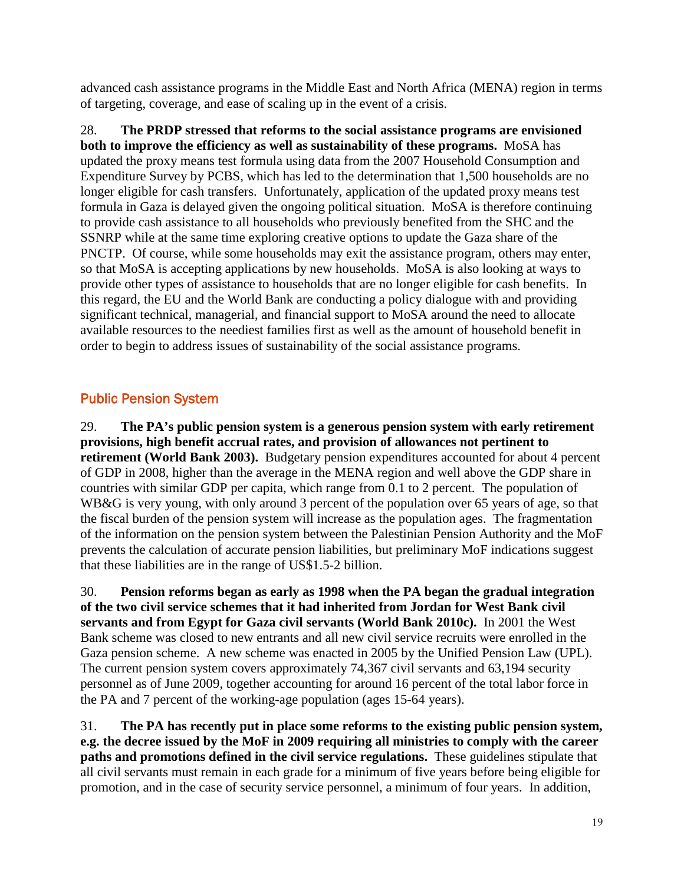advanced cash assistance programs in the Middle East and North Africa (MENA) region in terms of targeting, coverage, and ease of scaling up in the event of a crisis.

28. **The PRDP stressed that reforms to the social assistance programs are envisioned both to improve the efficiency as well as sustainability of these programs.** MoSA has updated the proxy means test formula using data from the 2007 Household Consumption and Expenditure Survey by PCBS, which has led to the determination that 1,500 households are no longer eligible for cash transfers. Unfortunately, application of the updated proxy means test formula in Gaza is delayed given the ongoing political situation. MoSA is therefore continuing to provide cash assistance to all households who previously benefited from the SHC and the SSNRP while at the same time exploring creative options to update the Gaza share of the PNCTP. Of course, while some households may exit the assistance program, others may enter, so that MoSA is accepting applications by new households. MoSA is also looking at ways to provide other types of assistance to households that are no longer eligible for cash benefits. In this regard, the EU and the World Bank are conducting a policy dialogue with and providing significant technical, managerial, and financial support to MoSA around the need to allocate available resources to the neediest families first as well as the amount of household benefit in order to begin to address issues of sustainability of the social assistance programs.

## Public Pension System

29. **The PA's public pension system is a generous pension system with early retirement provisions, high benefit accrual rates, and provision of allowances not pertinent to retirement (World Bank 2003).** Budgetary pension expenditures accounted for about 4 percent of GDP in 2008, higher than the average in the MENA region and well above the GDP share in countries with similar GDP per capita, which range from 0.1 to 2 percent. The population of WB&G is very young, with only around 3 percent of the population over 65 years of age, so that the fiscal burden of the pension system will increase as the population ages. The fragmentation of the information on the pension system between the Palestinian Pension Authority and the MoF prevents the calculation of accurate pension liabilities, but preliminary MoF indications suggest that these liabilities are in the range of US$1.5-2 billion.

30. **Pension reforms began as early as 1998 when the PA began the gradual integration of the two civil service schemes that it had inherited from Jordan for West Bank civil servants and from Egypt for Gaza civil servants (World Bank 2010c).** In 2001 the West Bank scheme was closed to new entrants and all new civil service recruits were enrolled in the Gaza pension scheme. A new scheme was enacted in 2005 by the Unified Pension Law (UPL). The current pension system covers approximately 74,367 civil servants and 63,194 security personnel as of June 2009, together accounting for around 16 percent of the total labor force in the PA and 7 percent of the working-age population (ages 15-64 years).

31. **The PA has recently put in place some reforms to the existing public pension system, e.g. the decree issued by the MoF in 2009 requiring all ministries to comply with the career paths and promotions defined in the civil service regulations.** These guidelines stipulate that all civil servants must remain in each grade for a minimum of five years before being eligible for promotion, and in the case of security service personnel, a minimum of four years. In addition,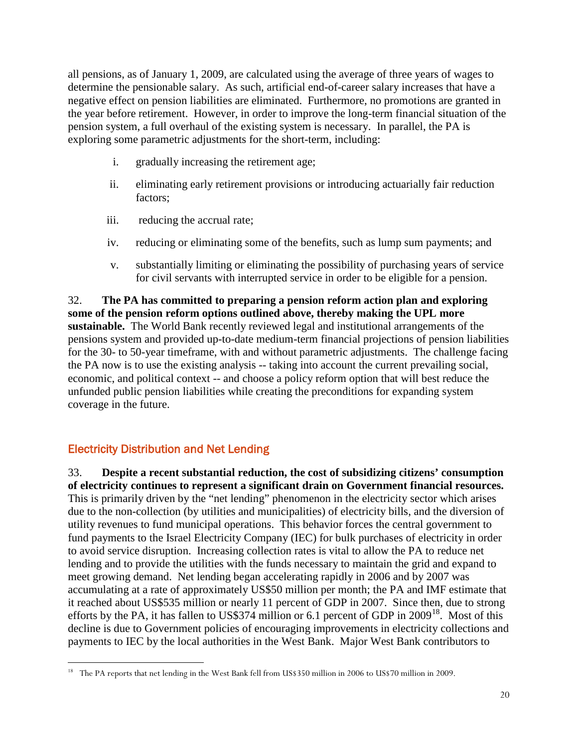all pensions, as of January 1, 2009, are calculated using the average of three years of wages to determine the pensionable salary. As such, artificial end-of-career salary increases that have a negative effect on pension liabilities are eliminated. Furthermore, no promotions are granted in the year before retirement. However, in order to improve the long-term financial situation of the pension system, a full overhaul of the existing system is necessary. In parallel, the PA is exploring some parametric adjustments for the short-term, including:

i. gradually increasing the retirement age;

ii. eliminating early retirement provisions or introducing actuarially fair reduction factors;

iii. reducing the accrual rate;

iv. reducing or eliminating some of the benefits, such as lump sum payments; and

v. substantially limiting or eliminating the possibility of purchasing years of service for civil servants with interrupted service in order to be eligible for a pension.

32. **The PA has committed to preparing a pension reform action plan and exploring some of the pension reform options outlined above, thereby making the UPL more sustainable.** The World Bank recently reviewed legal and institutional arrangements of the pensions system and provided up-to-date medium-term financial projections of pension liabilities for the 30- to 50-year timeframe, with and without parametric adjustments. The challenge facing the PA now is to use the existing analysis -- taking into account the current prevailing social, economic, and political context -- and choose a policy reform option that will best reduce the unfunded public pension liabilities while creating the preconditions for expanding system coverage in the future.

## Electricity Distribution and Net Lending

33. **Despite a recent substantial reduction, the cost of subsidizing citizens' consumption of electricity continues to represent a significant drain on Government financial resources.** This is primarily driven by the "net lending" phenomenon in the electricity sector which arises due to the non-collection (by utilities and municipalities) of electricity bills, and the diversion of utility revenues to fund municipal operations. This behavior forces the central government to fund payments to the Israel Electricity Company (IEC) for bulk purchases of electricity in order to avoid service disruption. Increasing collection rates is vital to allow the PA to reduce net lending and to provide the utilities with the funds necessary to maintain the grid and expand to meet growing demand. Net lending began accelerating rapidly in 2006 and by 2007 was accumulating at a rate of approximately US$50 million per month; the PA and IMF estimate that it reached about US$535 million or nearly 11 percent of GDP in 2007. Since then, due to strong efforts by the PA, it has fallen to US$374 million or 6.1 percent of GDP in 2009[18]. Most of this decline is due to Government policies of encouraging improvements in electricity collections and payments to IEC by the local authorities in the West Bank. Major West Bank contributors to

[18] The PA reports that net lending in the West Bank fell from US$350 million in 2006 to US$70 million in 2009.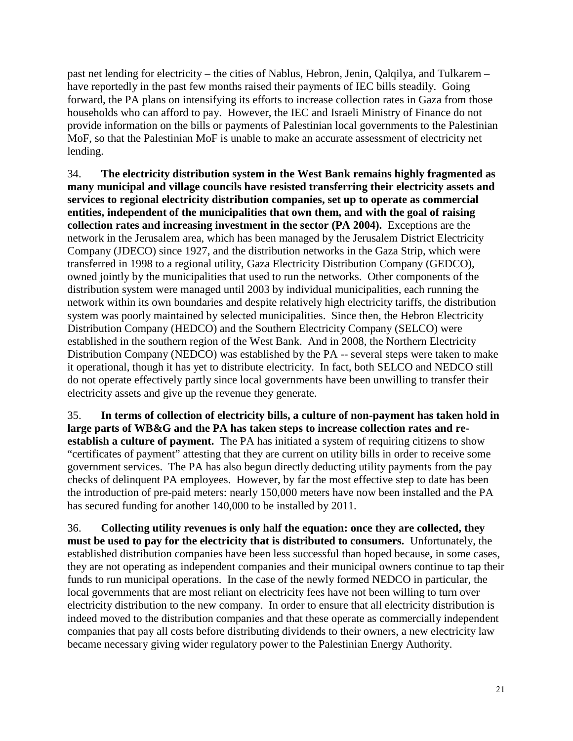past net lending for electricity – the cities of Nablus, Hebron, Jenin, Qalqilya, and Tulkarem – have reportedly in the past few months raised their payments of IEC bills steadily. Going forward, the PA plans on intensifying its efforts to increase collection rates in Gaza from those households who can afford to pay. However, the IEC and Israeli Ministry of Finance do not provide information on the bills or payments of Palestinian local governments to the Palestinian MoF, so that the Palestinian MoF is unable to make an accurate assessment of electricity net lending.

34. **The electricity distribution system in the West Bank remains highly fragmented as many municipal and village councils have resisted transferring their electricity assets and services to regional electricity distribution companies, set up to operate as commercial entities, independent of the municipalities that own them, and with the goal of raising collection rates and increasing investment in the sector (PA 2004).** Exceptions are the network in the Jerusalem area, which has been managed by the Jerusalem District Electricity Company (JDECO) since 1927, and the distribution networks in the Gaza Strip, which were transferred in 1998 to a regional utility, Gaza Electricity Distribution Company (GEDCO), owned jointly by the municipalities that used to run the networks. Other components of the distribution system were managed until 2003 by individual municipalities, each running the network within its own boundaries and despite relatively high electricity tariffs, the distribution system was poorly maintained by selected municipalities. Since then, the Hebron Electricity Distribution Company (HEDCO) and the Southern Electricity Company (SELCO) were established in the southern region of the West Bank. And in 2008, the Northern Electricity Distribution Company (NEDCO) was established by the PA -- several steps were taken to make it operational, though it has yet to distribute electricity. In fact, both SELCO and NEDCO still do not operate effectively partly since local governments have been unwilling to transfer their electricity assets and give up the revenue they generate.

35. **In terms of collection of electricity bills, a culture of non-payment has taken hold in large parts of WB&G and the PA has taken steps to increase collection rates and re-establish a culture of payment.** The PA has initiated a system of requiring citizens to show "certificates of payment" attesting that they are current on utility bills in order to receive some government services. The PA has also begun directly deducting utility payments from the pay checks of delinquent PA employees. However, by far the most effective step to date has been the introduction of pre-paid meters: nearly 150,000 meters have now been installed and the PA has secured funding for another 140,000 to be installed by 2011.

36. **Collecting utility revenues is only half the equation: once they are collected, they must be used to pay for the electricity that is distributed to consumers.** Unfortunately, the established distribution companies have been less successful than hoped because, in some cases, they are not operating as independent companies and their municipal owners continue to tap their funds to run municipal operations. In the case of the newly formed NEDCO in particular, the local governments that are most reliant on electricity fees have not been willing to turn over electricity distribution to the new company. In order to ensure that all electricity distribution is indeed moved to the distribution companies and that these operate as commercially independent companies that pay all costs before distributing dividends to their owners, a new electricity law became necessary giving wider regulatory power to the Palestinian Energy Authority.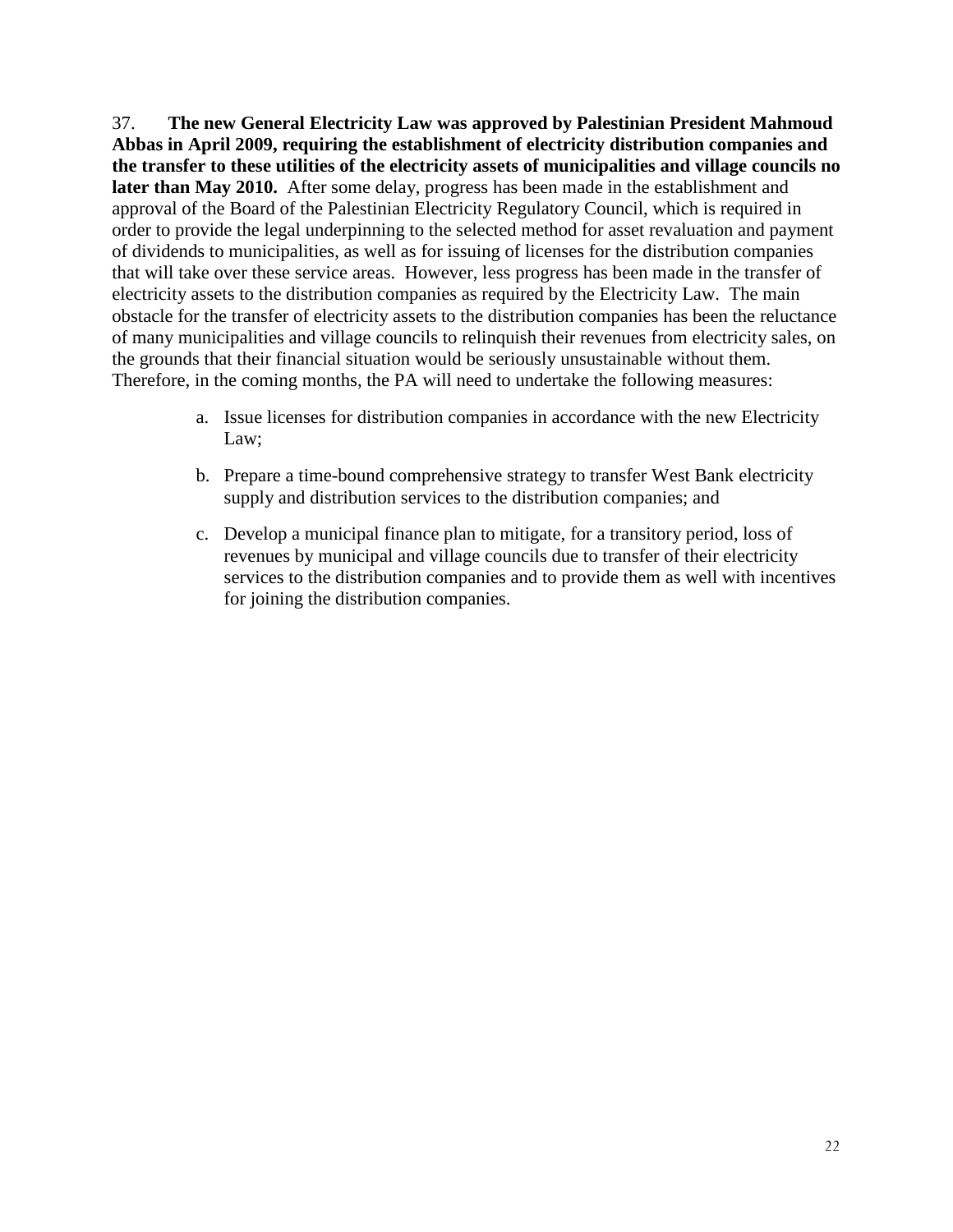37. **The new General Electricity Law was approved by Palestinian President Mahmoud Abbas in April 2009, requiring the establishment of electricity distribution companies and the transfer to these utilities of the electricity assets of municipalities and village councils no later than May 2010.** After some delay, progress has been made in the establishment and approval of the Board of the Palestinian Electricity Regulatory Council, which is required in order to provide the legal underpinning to the selected method for asset revaluation and payment of dividends to municipalities, as well as for issuing of licenses for the distribution companies that will take over these service areas. However, less progress has been made in the transfer of electricity assets to the distribution companies as required by the Electricity Law. The main obstacle for the transfer of electricity assets to the distribution companies has been the reluctance of many municipalities and village councils to relinquish their revenues from electricity sales, on the grounds that their financial situation would be seriously unsustainable without them. Therefore, in the coming months, the PA will need to undertake the following measures:

a. Issue licenses for distribution companies in accordance with the new Electricity Law;

b. Prepare a time-bound comprehensive strategy to transfer West Bank electricity supply and distribution services to the distribution companies; and

c. Develop a municipal finance plan to mitigate, for a transitory period, loss of revenues by municipal and village councils due to transfer of their electricity services to the distribution companies and to provide them as well with incentives for joining the distribution companies.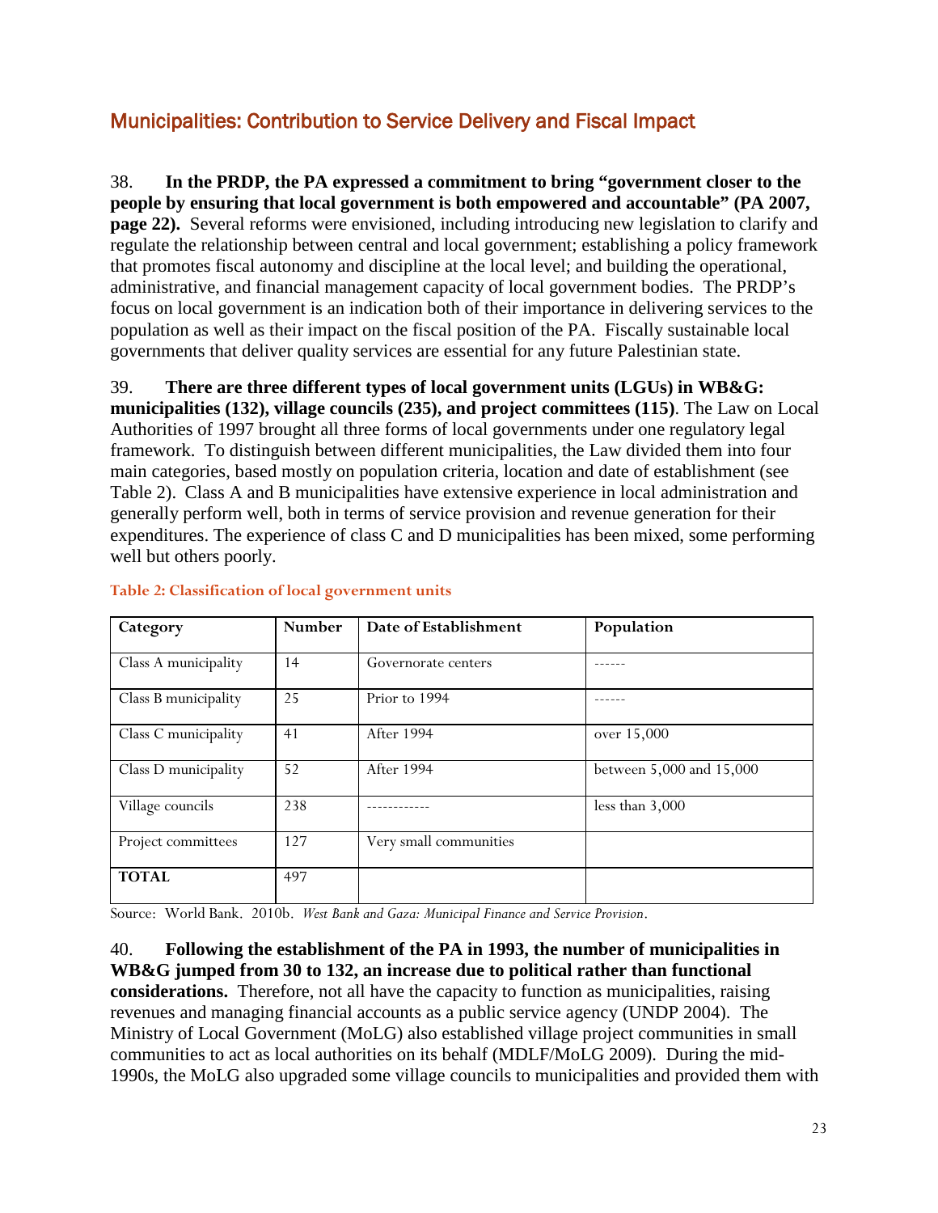## Municipalities: Contribution to Service Delivery and Fiscal Impact

38. **In the PRDP, the PA expressed a commitment to bring "government closer to the people by ensuring that local government is both empowered and accountable" (PA 2007, page 22).** Several reforms were envisioned, including introducing new legislation to clarify and regulate the relationship between central and local government; establishing a policy framework that promotes fiscal autonomy and discipline at the local level; and building the operational, administrative, and financial management capacity of local government bodies. The PRDP's focus on local government is an indication both of their importance in delivering services to the population as well as their impact on the fiscal position of the PA. Fiscally sustainable local governments that deliver quality services are essential for any future Palestinian state.

39. **There are three different types of local government units (LGUs) in WB&G: municipalities (132), village councils (235), and project committees (115)**. The Law on Local Authorities of 1997 brought all three forms of local governments under one regulatory legal framework. To distinguish between different municipalities, the Law divided them into four main categories, based mostly on population criteria, location and date of establishment (see Table 2). Class A and B municipalities have extensive experience in local administration and generally perform well, both in terms of service provision and revenue generation for their expenditures. The experience of class C and D municipalities has been mixed, some performing well but others poorly.

**Table 2: Classification of local government units**

| Category | Number | Date of Establishment | Population |
|---|---|---|---|
| Class A municipality | 14 | Governorate centers | ------ |
| Class B municipality | 25 | Prior to 1994 | ------ |
| Class C municipality | 41 | After 1994 | over 15,000 |
| Class D municipality | 52 | After 1994 | between 5,000 and 15,000 |
| Village councils | 238 | ------------ | less than 3,000 |
| Project committees | 127 | Very small communities | |
| **TOTAL** | 497 | | |

Source: World Bank. 2010b. *West Bank and Gaza: Municipal Finance and Service Provision*.

40. **Following the establishment of the PA in 1993, the number of municipalities in WB&G jumped from 30 to 132, an increase due to political rather than functional considerations.** Therefore, not all have the capacity to function as municipalities, raising revenues and managing financial accounts as a public service agency (UNDP 2004). The Ministry of Local Government (MoLG) also established village project communities in small communities to act as local authorities on its behalf (MDLF/MoLG 2009). During the mid-1990s, the MoLG also upgraded some village councils to municipalities and provided them with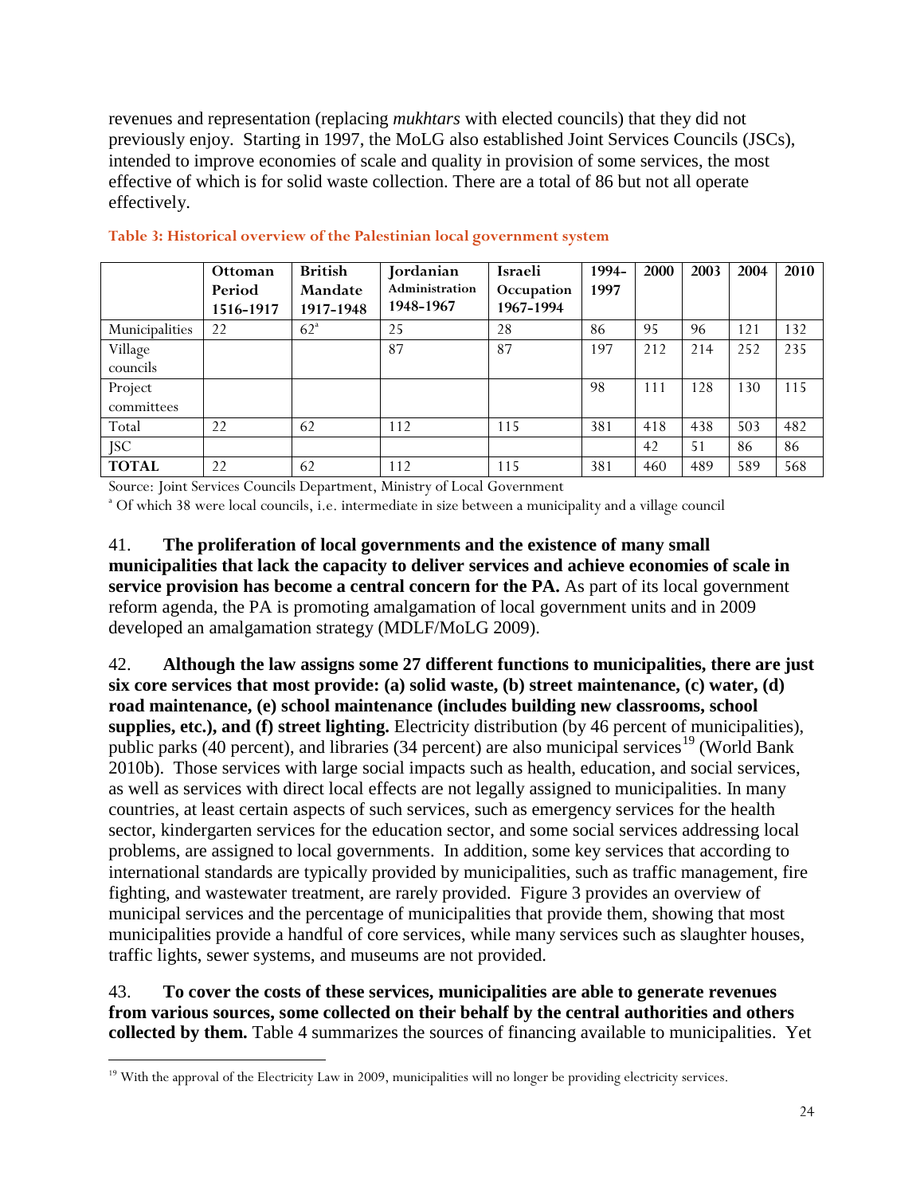revenues and representation (replacing *mukhtars* with elected councils) that they did not previously enjoy. Starting in 1997, the MoLG also established Joint Services Councils (JSCs), intended to improve economies of scale and quality in provision of some services, the most effective of which is for solid waste collection. There are a total of 86 but not all operate effectively.

**Table 3: Historical overview of the Palestinian local government system**

| | Ottoman Period 1516-1917 | British Mandate 1917-1948 | Jordanian Administration 1948-1967 | Israeli Occupation 1967-1994 | 1994-1997 | 2000 | 2003 | 2004 | 2010 |
|---|---|---|---|---|---|---|---|---|---|
| Municipalities | 22 | 62[a] | 25 | 28 | 86 | 95 | 96 | 121 | 132 |
| Village councils | | | 87 | 87 | 197 | 212 | 214 | 252 | 235 |
| Project committees | | | | | 98 | 111 | 128 | 130 | 115 |
| Total | 22 | 62 | 112 | 115 | 381 | 418 | 438 | 503 | 482 |
| JSC | | | | | | 42 | 51 | 86 | 86 |
| **TOTAL** | 22 | 62 | 112 | 115 | 381 | 460 | 489 | 589 | 568 |

Source: Joint Services Councils Department, Ministry of Local Government

[a] Of which 38 were local councils, i.e. intermediate in size between a municipality and a village council

41. **The proliferation of local governments and the existence of many small municipalities that lack the capacity to deliver services and achieve economies of scale in service provision has become a central concern for the PA.** As part of its local government reform agenda, the PA is promoting amalgamation of local government units and in 2009 developed an amalgamation strategy (MDLF/MoLG 2009).

42. **Although the law assigns some 27 different functions to municipalities, there are just six core services that most provide: (a) solid waste, (b) street maintenance, (c) water, (d) road maintenance, (e) school maintenance (includes building new classrooms, school supplies, etc.), and (f) street lighting.** Electricity distribution (by 46 percent of municipalities), public parks (40 percent), and libraries (34 percent) are also municipal services[19] (World Bank 2010b). Those services with large social impacts such as health, education, and social services, as well as services with direct local effects are not legally assigned to municipalities. In many countries, at least certain aspects of such services, such as emergency services for the health sector, kindergarten services for the education sector, and some social services addressing local problems, are assigned to local governments. In addition, some key services that according to international standards are typically provided by municipalities, such as traffic management, fire fighting, and wastewater treatment, are rarely provided. Figure 3 provides an overview of municipal services and the percentage of municipalities that provide them, showing that most municipalities provide a handful of core services, while many services such as slaughter houses, traffic lights, sewer systems, and museums are not provided.

43. **To cover the costs of these services, municipalities are able to generate revenues from various sources, some collected on their behalf by the central authorities and others collected by them.** Table 4 summarizes the sources of financing available to municipalities. Yet

[19] With the approval of the Electricity Law in 2009, municipalities will no longer be providing electricity services.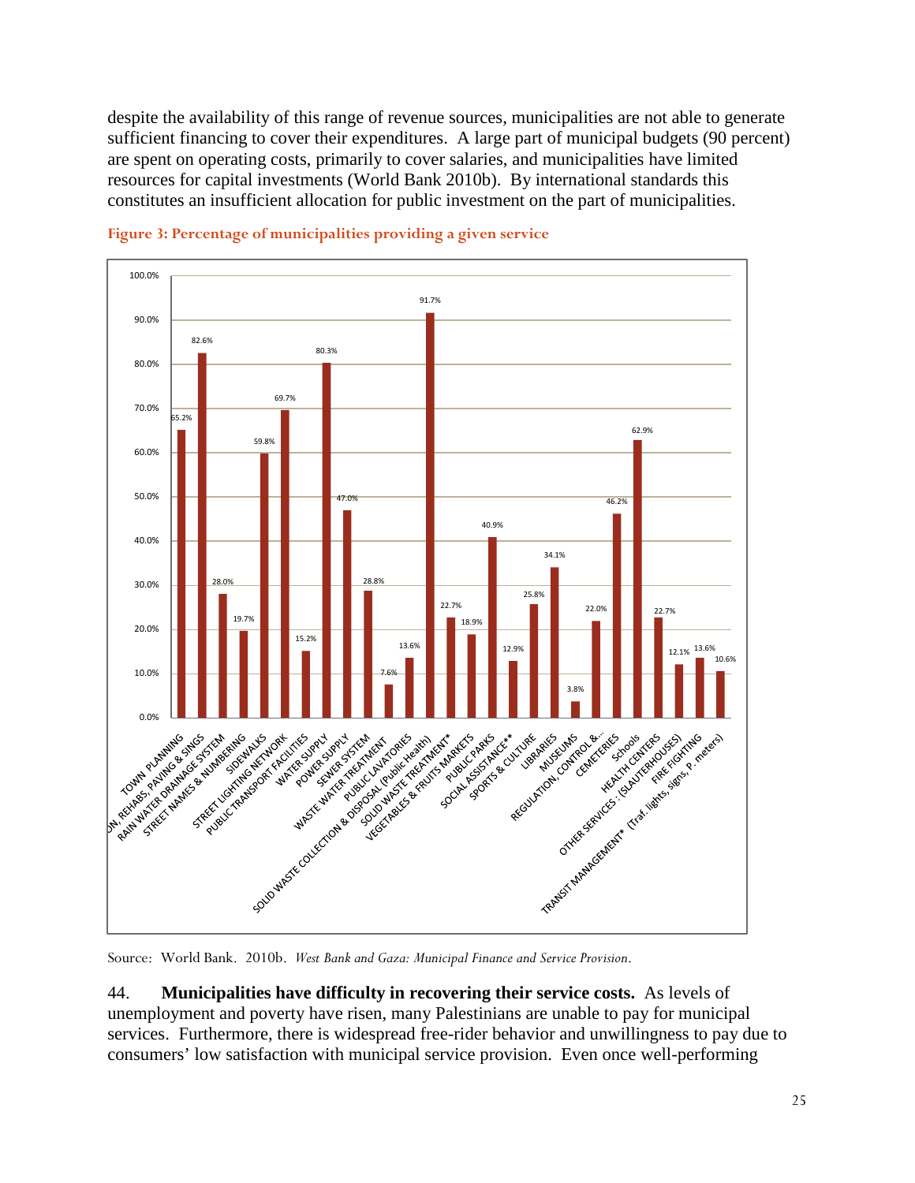despite the availability of this range of revenue sources, municipalities are not able to generate sufficient financing to cover their expenditures. A large part of municipal budgets (90 percent) are spent on operating costs, primarily to cover salaries, and municipalities have limited resources for capital investments (World Bank 2010b). By international standards this constitutes an insufficient allocation for public investment on the part of municipalities.

**Figure 3: Percentage of municipalities providing a given service**

| Service | Percentage |
| --- | --- |
| TOWN PLANNING | 65.2% |
| …N, REHABS, PAVING & SINGS | 82.6% |
| RAIN WATER DRAINAGE SYSTEM | 28.0% |
| STREET NAMES & NUMBERING | 19.7% |
| SIDEWALKS | 59.8% |
| STREET LIGHTING NETWORK | 69.7% |
| PUBLIC TRANSPORT FACILITIES | 15.2% |
| WATER SUPPLY | 80.3% |
| POWER SUPPLY | 47.0% |
| SEWER SYSTEM | 28.8% |
| WASTE WATER TREATMENT | 7.6% |
| PUBLIC LAVATORIES | 13.6% |
| SOLID WASTE COLLECTION & DISPOSAL (Public Health) | 91.7% |
| SOLID WASTE TREATMENT* | 22.7% |
| VEGETABLES & FRUITS MARKETS | 18.9% |
| PUBLIC PARKS | 40.9% |
| SOCIAL ASSISTANCE** | 12.9% |
| SPORTS & CULTURE | 25.8% |
| LIBRARIES | 34.1% |
| MUSEUMS | 3.8% |
| REGULATION, CONTROL &… | 22.0% |
| CEMETERIES | 46.2% |
| Schools | 62.9% |
| HEALTH CENTERS | 22.7% |
| OTHER SERVICES : (SLAUTERHOUSES) | 12.1% |
| FIRE FIGHTING | 13.6% |
| TRANSIT MANAGEMENT* (Traf. lights, signs, P. meters) | 10.6% |

Source: World Bank. 2010b. *West Bank and Gaza: Municipal Finance and Service Provision*.

44. **Municipalities have difficulty in recovering their service costs.** As levels of unemployment and poverty have risen, many Palestinians are unable to pay for municipal services. Furthermore, there is widespread free-rider behavior and unwillingness to pay due to consumers' low satisfaction with municipal service provision. Even once well-performing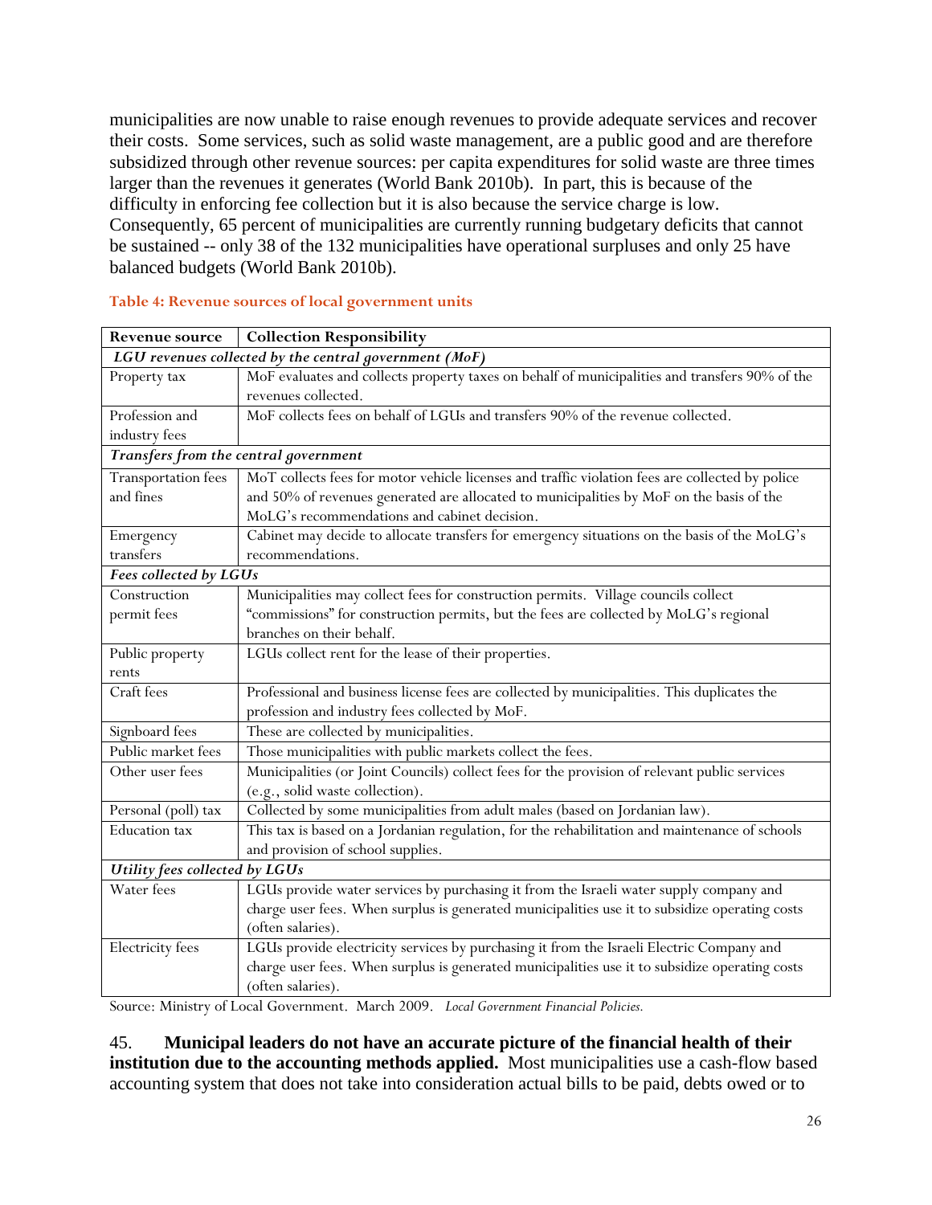municipalities are now unable to raise enough revenues to provide adequate services and recover their costs. Some services, such as solid waste management, are a public good and are therefore subsidized through other revenue sources: per capita expenditures for solid waste are three times larger than the revenues it generates (World Bank 2010b). In part, this is because of the difficulty in enforcing fee collection but it is also because the service charge is low. Consequently, 65 percent of municipalities are currently running budgetary deficits that cannot be sustained -- only 38 of the 132 municipalities have operational surpluses and only 25 have balanced budgets (World Bank 2010b).

**Table 4: Revenue sources of local government units**

| Revenue source | Collection Responsibility |
|---|---|
| ***LGU revenues collected by the central government (MoF)*** | |
| Property tax | MoF evaluates and collects property taxes on behalf of municipalities and transfers 90% of the revenues collected. |
| Profession and industry fees | MoF collects fees on behalf of LGUs and transfers 90% of the revenue collected. |
| ***Transfers from the central government*** | |
| Transportation fees and fines | MoT collects fees for motor vehicle licenses and traffic violation fees are collected by police and 50% of revenues generated are allocated to municipalities by MoF on the basis of the MoLG's recommendations and cabinet decision. |
| Emergency transfers | Cabinet may decide to allocate transfers for emergency situations on the basis of the MoLG's recommendations. |
| ***Fees collected by LGUs*** | |
| Construction permit fees | Municipalities may collect fees for construction permits. Village councils collect "commissions" for construction permits, but the fees are collected by MoLG's regional branches on their behalf. |
| Public property rents | LGUs collect rent for the lease of their properties. |
| Craft fees | Professional and business license fees are collected by municipalities. This duplicates the profession and industry fees collected by MoF. |
| Signboard fees | These are collected by municipalities. |
| Public market fees | Those municipalities with public markets collect the fees. |
| Other user fees | Municipalities (or Joint Councils) collect fees for the provision of relevant public services (e.g., solid waste collection). |
| Personal (poll) tax | Collected by some municipalities from adult males (based on Jordanian law). |
| Education tax | This tax is based on a Jordanian regulation, for the rehabilitation and maintenance of schools and provision of school supplies. |
| ***Utility fees collected by LGUs*** | |
| Water fees | LGUs provide water services by purchasing it from the Israeli water supply company and charge user fees. When surplus is generated municipalities use it to subsidize operating costs (often salaries). |
| Electricity fees | LGUs provide electricity services by purchasing it from the Israeli Electric Company and charge user fees. When surplus is generated municipalities use it to subsidize operating costs (often salaries). |

Source: Ministry of Local Government. March 2009. *Local Government Financial Policies.*

45. **Municipal leaders do not have an accurate picture of the financial health of their institution due to the accounting methods applied.** Most municipalities use a cash-flow based accounting system that does not take into consideration actual bills to be paid, debts owed or to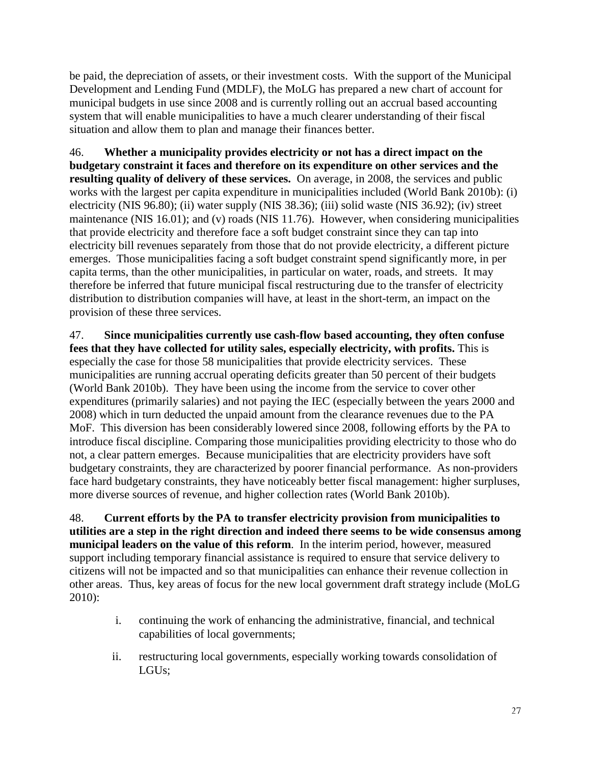be paid, the depreciation of assets, or their investment costs. With the support of the Municipal Development and Lending Fund (MDLF), the MoLG has prepared a new chart of account for municipal budgets in use since 2008 and is currently rolling out an accrual based accounting system that will enable municipalities to have a much clearer understanding of their fiscal situation and allow them to plan and manage their finances better.

46. **Whether a municipality provides electricity or not has a direct impact on the budgetary constraint it faces and therefore on its expenditure on other services and the resulting quality of delivery of these services.** On average, in 2008, the services and public works with the largest per capita expenditure in municipalities included (World Bank 2010b): (i) electricity (NIS 96.80); (ii) water supply (NIS 38.36); (iii) solid waste (NIS 36.92); (iv) street maintenance (NIS 16.01); and (v) roads (NIS 11.76). However, when considering municipalities that provide electricity and therefore face a soft budget constraint since they can tap into electricity bill revenues separately from those that do not provide electricity, a different picture emerges. Those municipalities facing a soft budget constraint spend significantly more, in per capita terms, than the other municipalities, in particular on water, roads, and streets. It may therefore be inferred that future municipal fiscal restructuring due to the transfer of electricity distribution to distribution companies will have, at least in the short-term, an impact on the provision of these three services.

47. **Since municipalities currently use cash-flow based accounting, they often confuse fees that they have collected for utility sales, especially electricity, with profits.** This is especially the case for those 58 municipalities that provide electricity services. These municipalities are running accrual operating deficits greater than 50 percent of their budgets (World Bank 2010b). They have been using the income from the service to cover other expenditures (primarily salaries) and not paying the IEC (especially between the years 2000 and 2008) which in turn deducted the unpaid amount from the clearance revenues due to the PA MoF. This diversion has been considerably lowered since 2008, following efforts by the PA to introduce fiscal discipline. Comparing those municipalities providing electricity to those who do not, a clear pattern emerges. Because municipalities that are electricity providers have soft budgetary constraints, they are characterized by poorer financial performance. As non-providers face hard budgetary constraints, they have noticeably better fiscal management: higher surpluses, more diverse sources of revenue, and higher collection rates (World Bank 2010b).

48. **Current efforts by the PA to transfer electricity provision from municipalities to utilities are a step in the right direction and indeed there seems to be wide consensus among municipal leaders on the value of this reform**. In the interim period, however, measured support including temporary financial assistance is required to ensure that service delivery to citizens will not be impacted and so that municipalities can enhance their revenue collection in other areas. Thus, key areas of focus for the new local government draft strategy include (MoLG 2010):

i. continuing the work of enhancing the administrative, financial, and technical capabilities of local governments;

ii. restructuring local governments, especially working towards consolidation of LGUs;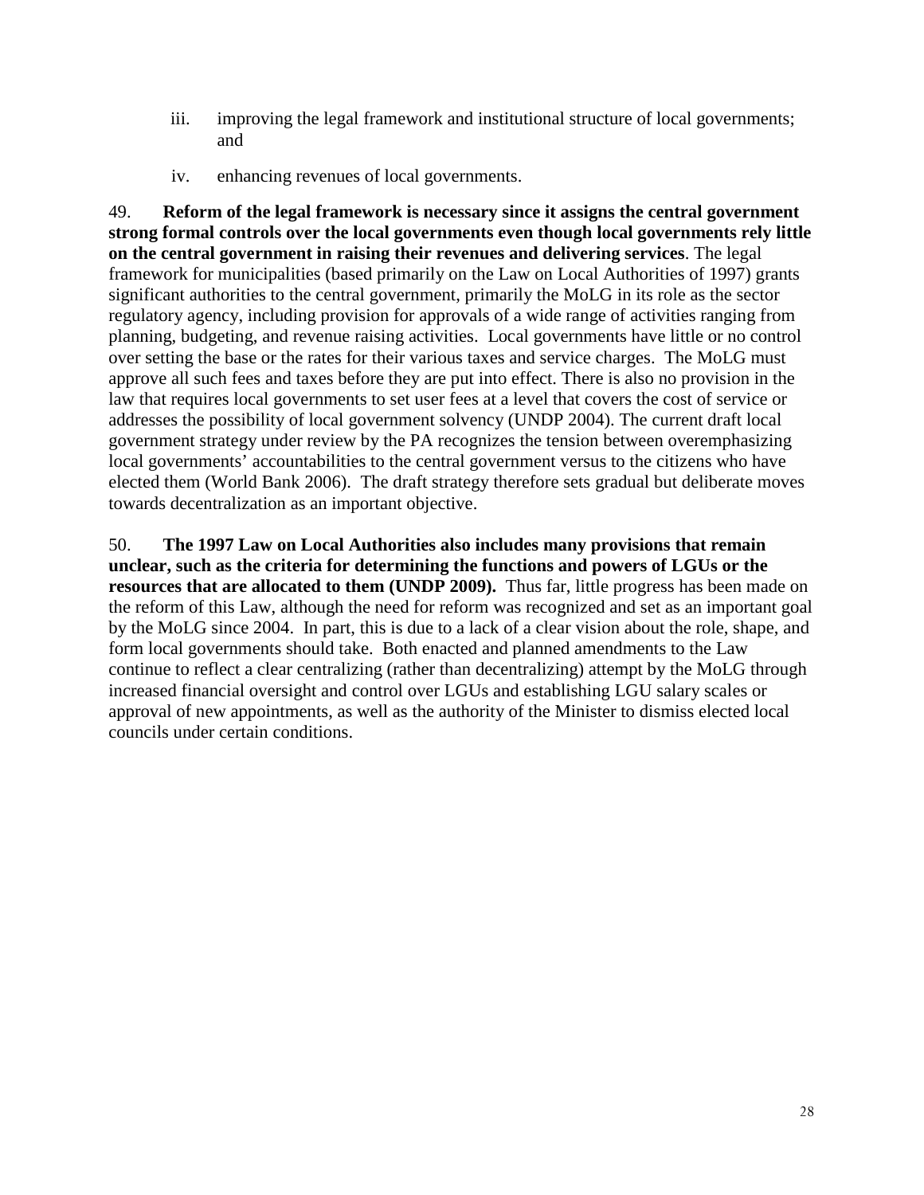iii. improving the legal framework and institutional structure of local governments; and

iv. enhancing revenues of local governments.

49. **Reform of the legal framework is necessary since it assigns the central government strong formal controls over the local governments even though local governments rely little on the central government in raising their revenues and delivering services**. The legal framework for municipalities (based primarily on the Law on Local Authorities of 1997) grants significant authorities to the central government, primarily the MoLG in its role as the sector regulatory agency, including provision for approvals of a wide range of activities ranging from planning, budgeting, and revenue raising activities. Local governments have little or no control over setting the base or the rates for their various taxes and service charges. The MoLG must approve all such fees and taxes before they are put into effect. There is also no provision in the law that requires local governments to set user fees at a level that covers the cost of service or addresses the possibility of local government solvency (UNDP 2004). The current draft local government strategy under review by the PA recognizes the tension between overemphasizing local governments' accountabilities to the central government versus to the citizens who have elected them (World Bank 2006). The draft strategy therefore sets gradual but deliberate moves towards decentralization as an important objective.

50. **The 1997 Law on Local Authorities also includes many provisions that remain unclear, such as the criteria for determining the functions and powers of LGUs or the resources that are allocated to them (UNDP 2009).** Thus far, little progress has been made on the reform of this Law, although the need for reform was recognized and set as an important goal by the MoLG since 2004. In part, this is due to a lack of a clear vision about the role, shape, and form local governments should take. Both enacted and planned amendments to the Law continue to reflect a clear centralizing (rather than decentralizing) attempt by the MoLG through increased financial oversight and control over LGUs and establishing LGU salary scales or approval of new appointments, as well as the authority of the Minister to dismiss elected local councils under certain conditions.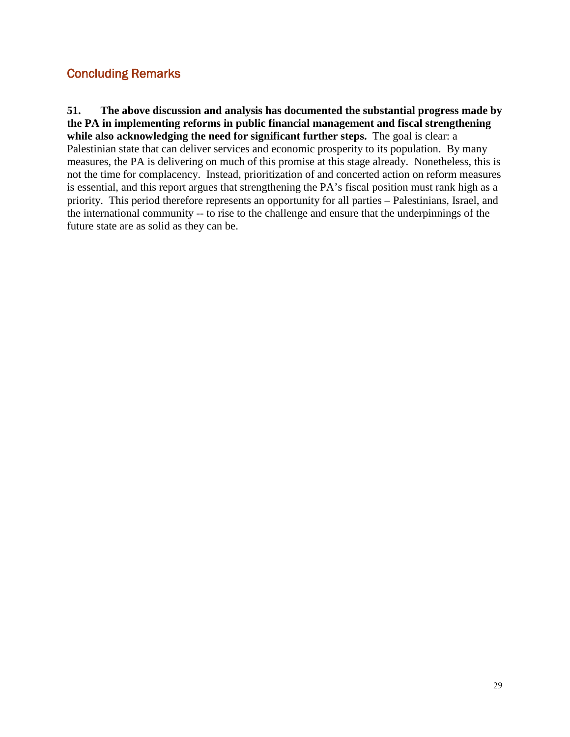## Concluding Remarks

**51. The above discussion and analysis has documented the substantial progress made by the PA in implementing reforms in public financial management and fiscal strengthening while also acknowledging the need for significant further steps.** The goal is clear: a Palestinian state that can deliver services and economic prosperity to its population. By many measures, the PA is delivering on much of this promise at this stage already. Nonetheless, this is not the time for complacency. Instead, prioritization of and concerted action on reform measures is essential, and this report argues that strengthening the PA's fiscal position must rank high as a priority. This period therefore represents an opportunity for all parties – Palestinians, Israel, and the international community -- to rise to the challenge and ensure that the underpinnings of the future state are as solid as they can be.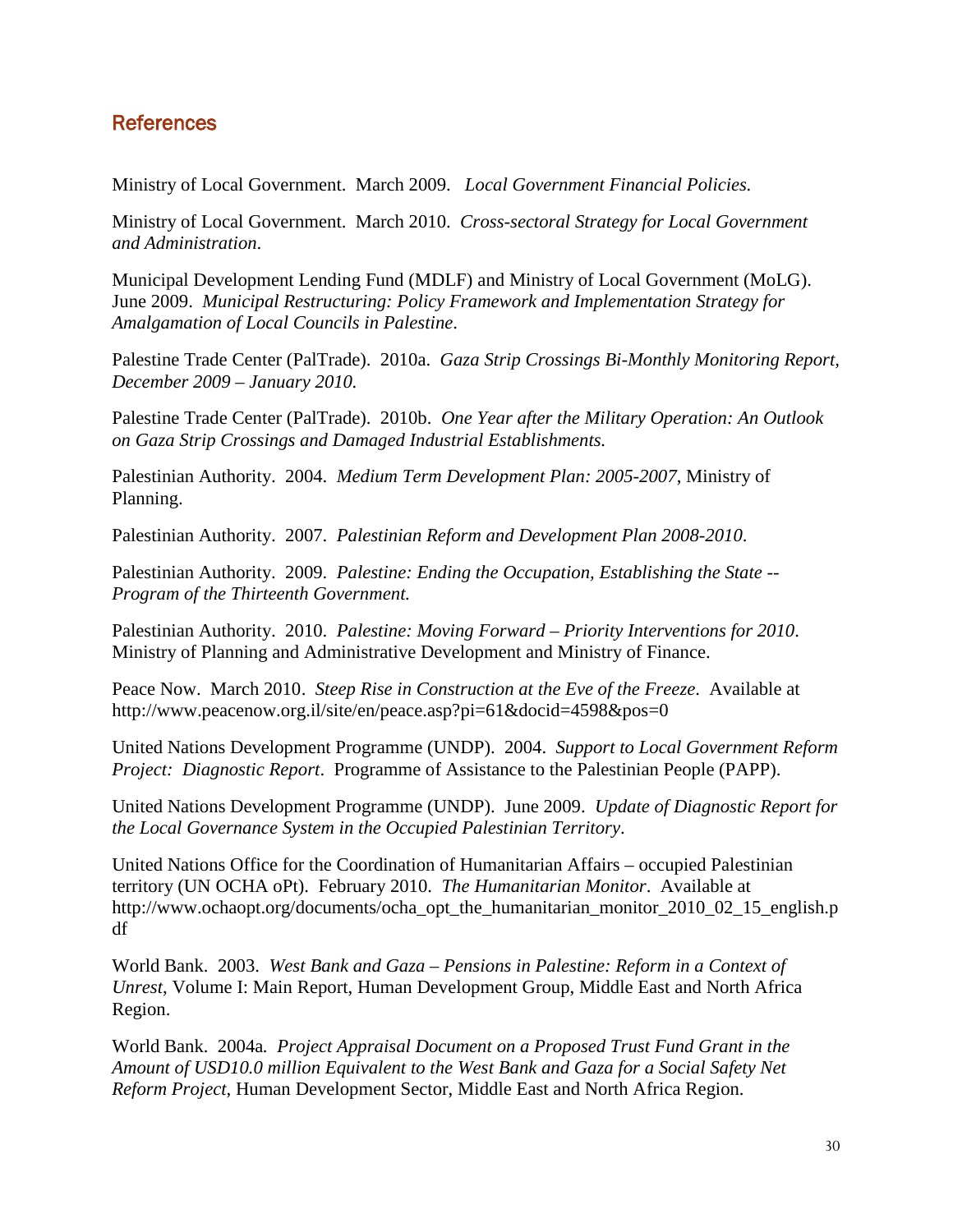## References

Ministry of Local Government. March 2009. *Local Government Financial Policies.*

Ministry of Local Government. March 2010. *Cross-sectoral Strategy for Local Government and Administration*.

Municipal Development Lending Fund (MDLF) and Ministry of Local Government (MoLG). June 2009. *Municipal Restructuring: Policy Framework and Implementation Strategy for Amalgamation of Local Councils in Palestine*.

Palestine Trade Center (PalTrade). 2010a. *Gaza Strip Crossings Bi-Monthly Monitoring Report, December 2009 – January 2010.*

Palestine Trade Center (PalTrade). 2010b. *One Year after the Military Operation: An Outlook on Gaza Strip Crossings and Damaged Industrial Establishments.*

Palestinian Authority. 2004. *Medium Term Development Plan: 2005-2007*, Ministry of Planning.

Palestinian Authority. 2007. *Palestinian Reform and Development Plan 2008-2010*.

Palestinian Authority. 2009. *Palestine: Ending the Occupation, Establishing the State -- Program of the Thirteenth Government.*

Palestinian Authority. 2010. *Palestine: Moving Forward – Priority Interventions for 2010*. Ministry of Planning and Administrative Development and Ministry of Finance.

Peace Now. March 2010. *Steep Rise in Construction at the Eve of the Freeze*. Available at http://www.peacenow.org.il/site/en/peace.asp?pi=61&docid=4598&pos=0

United Nations Development Programme (UNDP). 2004. *Support to Local Government Reform Project: Diagnostic Report*. Programme of Assistance to the Palestinian People (PAPP).

United Nations Development Programme (UNDP). June 2009. *Update of Diagnostic Report for the Local Governance System in the Occupied Palestinian Territory*.

United Nations Office for the Coordination of Humanitarian Affairs – occupied Palestinian territory (UN OCHA oPt). February 2010. *The Humanitarian Monitor*. Available at http://www.ochaopt.org/documents/ocha_opt_the_humanitarian_monitor_2010_02_15_english.pdf

World Bank. 2003. *West Bank and Gaza – Pensions in Palestine: Reform in a Context of Unrest*, Volume I: Main Report, Human Development Group, Middle East and North Africa Region.

World Bank. 2004a*. Project Appraisal Document on a Proposed Trust Fund Grant in the Amount of USD10.0 million Equivalent to the West Bank and Gaza for a Social Safety Net Reform Project*, Human Development Sector, Middle East and North Africa Region.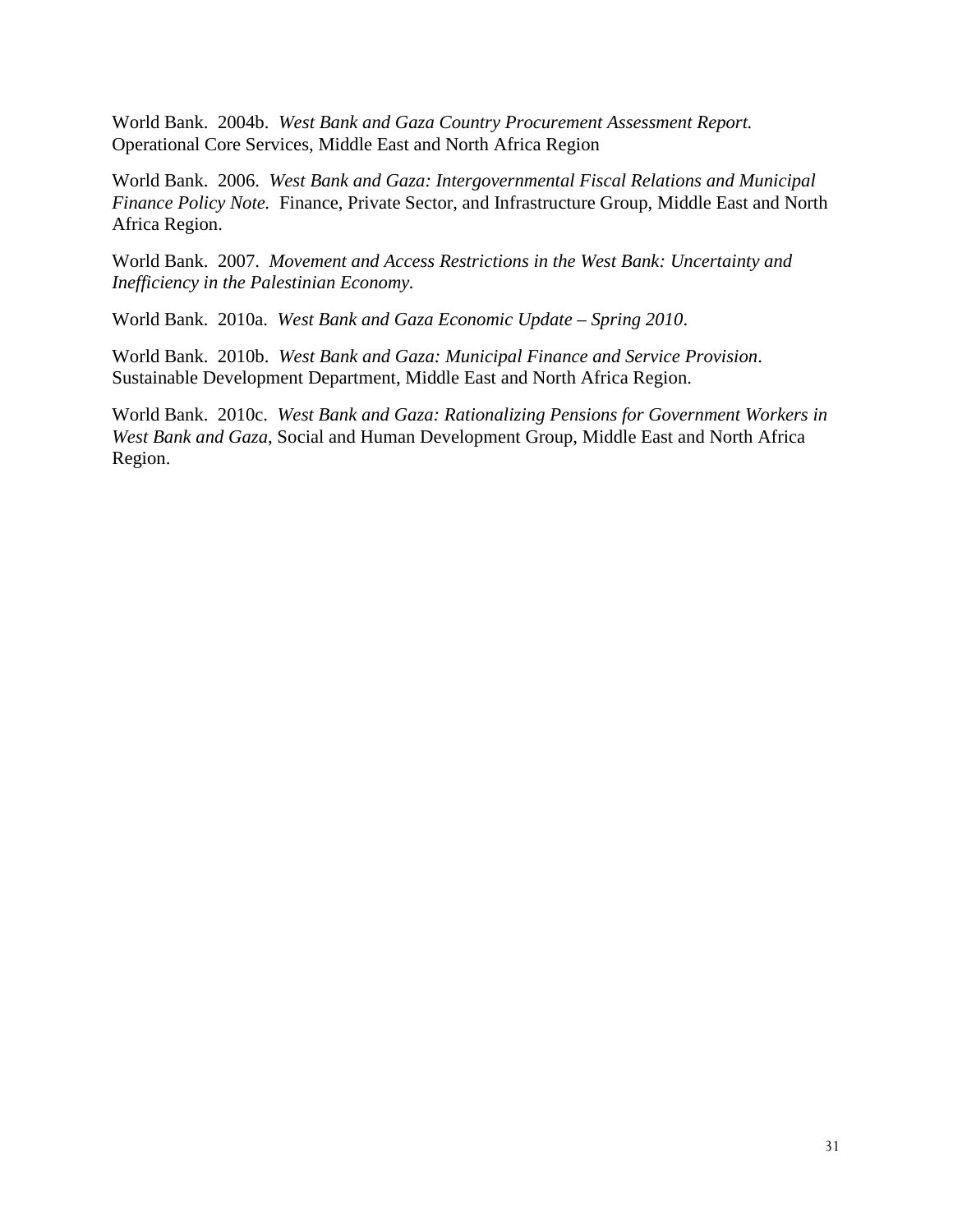World Bank. 2004b. *West Bank and Gaza Country Procurement Assessment Report.* Operational Core Services, Middle East and North Africa Region

World Bank. 2006. *West Bank and Gaza: Intergovernmental Fiscal Relations and Municipal Finance Policy Note.* Finance, Private Sector, and Infrastructure Group, Middle East and North Africa Region.

World Bank. 2007. *Movement and Access Restrictions in the West Bank: Uncertainty and Inefficiency in the Palestinian Economy.*

World Bank. 2010a. *West Bank and Gaza Economic Update – Spring 2010*.

World Bank. 2010b. *West Bank and Gaza: Municipal Finance and Service Provision*. Sustainable Development Department, Middle East and North Africa Region.

World Bank. 2010c. *West Bank and Gaza: Rationalizing Pensions for Government Workers in West Bank and Gaza*, Social and Human Development Group, Middle East and North Africa Region.